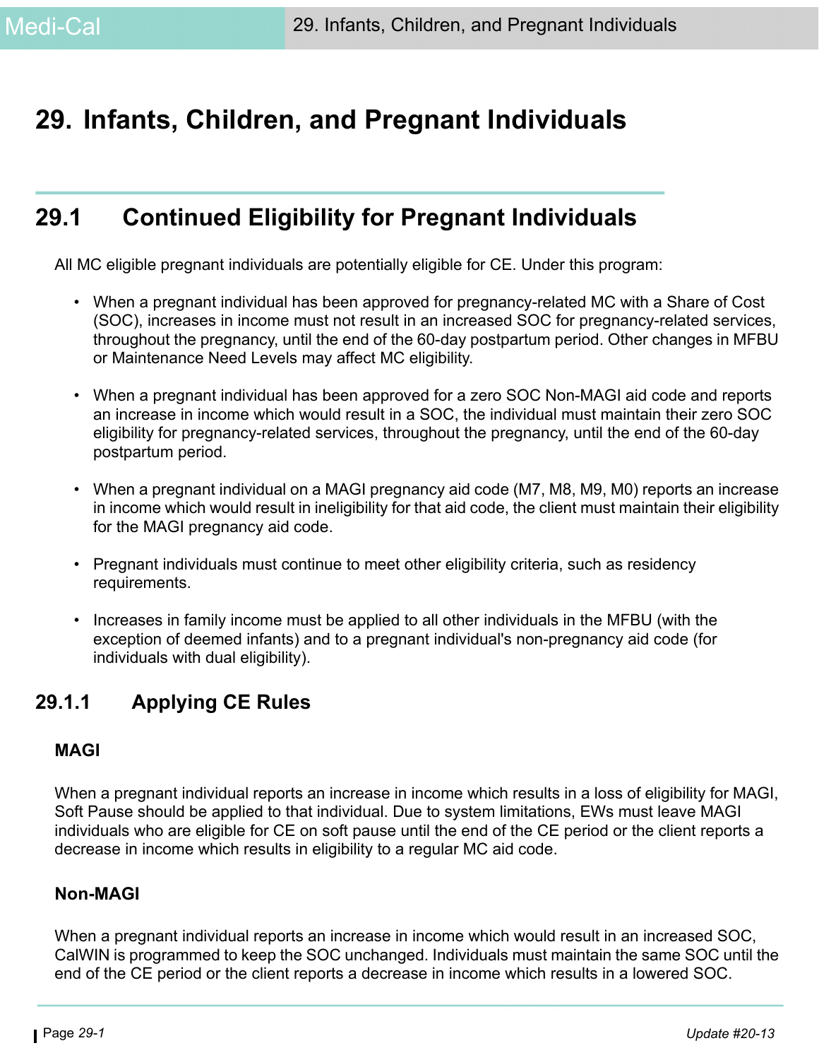# 29. Infants, Children, and Pregnant Individuals

## 29.1 Continued Eligibility for Pregnant Individuals

All MC eligible pregnant individuals are potentially eligible for CE. Under this program:

- When a pregnant individual has been approved for pregnancy-related MC with a Share of Cost (SOC), increases in income must not result in an increased SOC for pregnancy-related services, throughout the pregnancy, until the end of the 60-day postpartum period. Other changes in MFBU or Maintenance Need Levels may affect MC eligibility.
- When a pregnant individual has been approved for a zero SOC Non-MAGI aid code and reports an increase in income which would result in a SOC, the individual must maintain their zero SOC eligibility for pregnancy-related services, throughout the pregnancy, until the end of the 60-day postpartum period.
- When a pregnant individual on a MAGI pregnancy aid code (M7, M8, M9, M0) reports an increase in income which would result in ineligibility for that aid code, the client must maintain their eligibility for the MAGI pregnancy aid code.
- Pregnant individuals must continue to meet other eligibility criteria, such as residency requirements.
- Increases in family income must be applied to all other individuals in the MFBU (with the exception of deemed infants) and to a pregnant individual's non-pregnancy aid code (for individuals with dual eligibility).

### 29.1.1 Applying CE Rules

**MAGI**

When a pregnant individual reports an increase in income which results in a loss of eligibility for MAGI, Soft Pause should be applied to that individual. Due to system limitations, EWs must leave MAGI individuals who are eligible for CE on soft pause until the end of the CE period or the client reports a decrease in income which results in eligibility to a regular MC aid code.

**Non-MAGI**

When a pregnant individual reports an increase in income which would result in an increased SOC, CalWIN is programmed to keep the SOC unchanged. Individuals must maintain the same SOC until the end of the CE period or the client reports a decrease in income which results in a lowered SOC.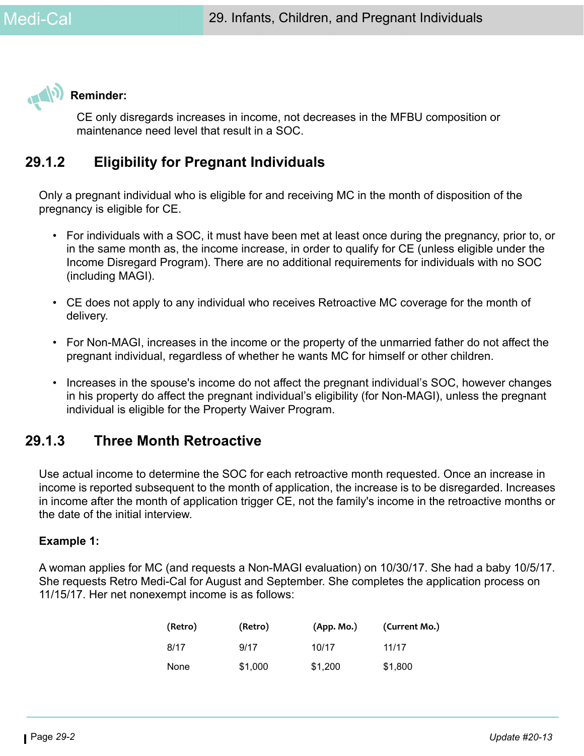**Reminder:**

CE only disregards increases in income, not decreases in the MFBU composition or maintenance need level that result in a SOC.

## 29.1.2 Eligibility for Pregnant Individuals

Only a pregnant individual who is eligible for and receiving MC in the month of disposition of the pregnancy is eligible for CE.

- For individuals with a SOC, it must have been met at least once during the pregnancy, prior to, or in the same month as, the income increase, in order to qualify for CE (unless eligible under the Income Disregard Program). There are no additional requirements for individuals with no SOC (including MAGI).
- CE does not apply to any individual who receives Retroactive MC coverage for the month of delivery.
- For Non-MAGI, increases in the income or the property of the unmarried father do not affect the pregnant individual, regardless of whether he wants MC for himself or other children.
- Increases in the spouse's income do not affect the pregnant individual's SOC, however changes in his property do affect the pregnant individual's eligibility (for Non-MAGI), unless the pregnant individual is eligible for the Property Waiver Program.

## 29.1.3 Three Month Retroactive

Use actual income to determine the SOC for each retroactive month requested. Once an increase in income is reported subsequent to the month of application, the increase is to be disregarded. Increases in income after the month of application trigger CE, not the family's income in the retroactive months or the date of the initial interview.

**Example 1:**

A woman applies for MC (and requests a Non-MAGI evaluation) on 10/30/17. She had a baby 10/5/17. She requests Retro Medi-Cal for August and September. She completes the application process on 11/15/17. Her net nonexempt income is as follows:

| (Retro) | (Retro) | (App. Mo.) | (Current Mo.) |
|---|---|---|---|
| 8/17 | 9/17 | 10/17 | 11/17 |
| None | $1,000 | $1,200 | $1,800 |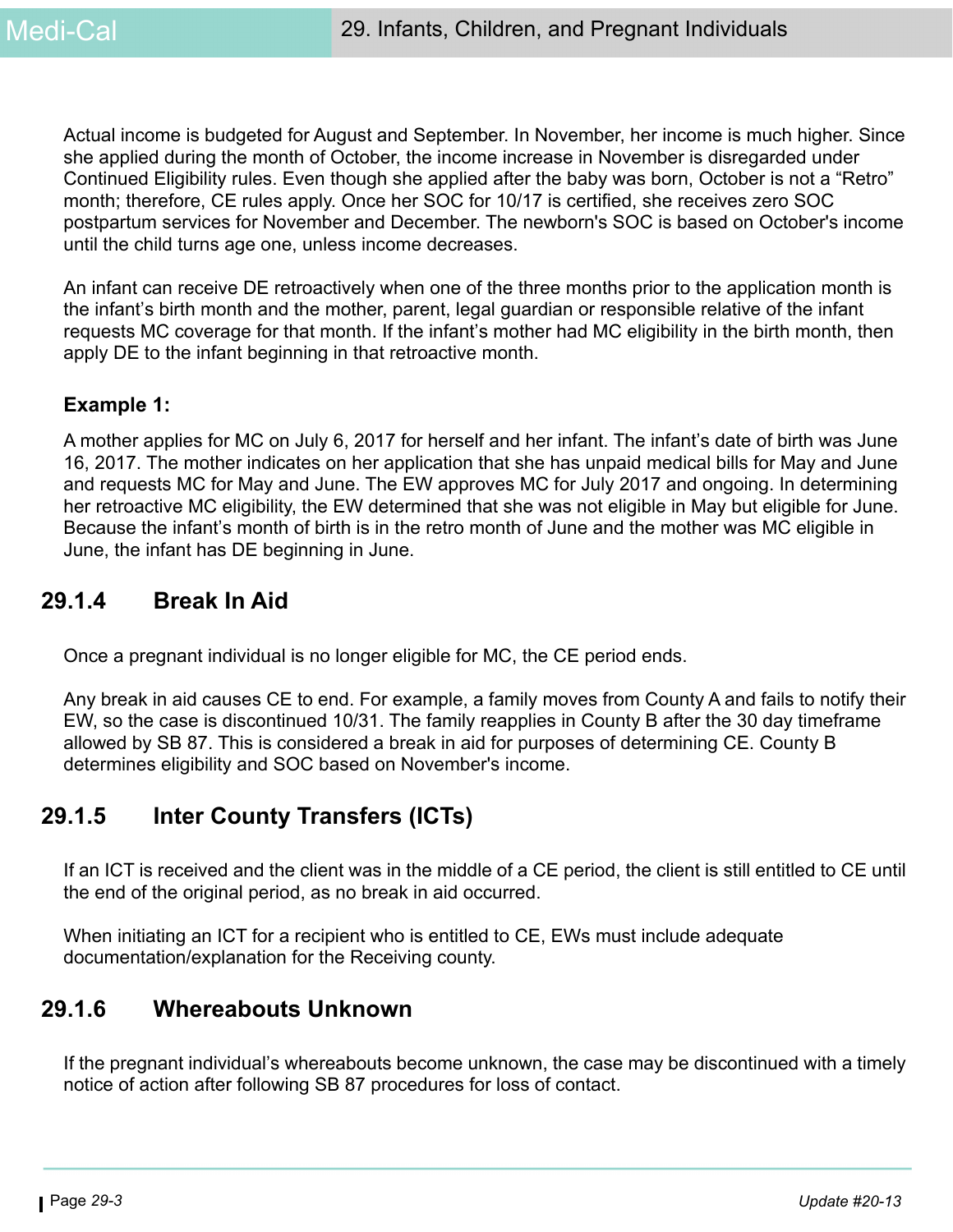Actual income is budgeted for August and September. In November, her income is much higher. Since she applied during the month of October, the income increase in November is disregarded under Continued Eligibility rules. Even though she applied after the baby was born, October is not a "Retro" month; therefore, CE rules apply. Once her SOC for 10/17 is certified, she receives zero SOC postpartum services for November and December. The newborn's SOC is based on October's income until the child turns age one, unless income decreases.

An infant can receive DE retroactively when one of the three months prior to the application month is the infant's birth month and the mother, parent, legal guardian or responsible relative of the infant requests MC coverage for that month. If the infant's mother had MC eligibility in the birth month, then apply DE to the infant beginning in that retroactive month.

**Example 1:**

A mother applies for MC on July 6, 2017 for herself and her infant. The infant's date of birth was June 16, 2017. The mother indicates on her application that she has unpaid medical bills for May and June and requests MC for May and June. The EW approves MC for July 2017 and ongoing. In determining her retroactive MC eligibility, the EW determined that she was not eligible in May but eligible for June. Because the infant's month of birth is in the retro month of June and the mother was MC eligible in June, the infant has DE beginning in June.

## 29.1.4 Break In Aid

Once a pregnant individual is no longer eligible for MC, the CE period ends.

Any break in aid causes CE to end. For example, a family moves from County A and fails to notify their EW, so the case is discontinued 10/31. The family reapplies in County B after the 30 day timeframe allowed by SB 87. This is considered a break in aid for purposes of determining CE. County B determines eligibility and SOC based on November's income.

## 29.1.5 Inter County Transfers (ICTs)

If an ICT is received and the client was in the middle of a CE period, the client is still entitled to CE until the end of the original period, as no break in aid occurred.

When initiating an ICT for a recipient who is entitled to CE, EWs must include adequate documentation/explanation for the Receiving county.

## 29.1.6 Whereabouts Unknown

If the pregnant individual's whereabouts become unknown, the case may be discontinued with a timely notice of action after following SB 87 procedures for loss of contact.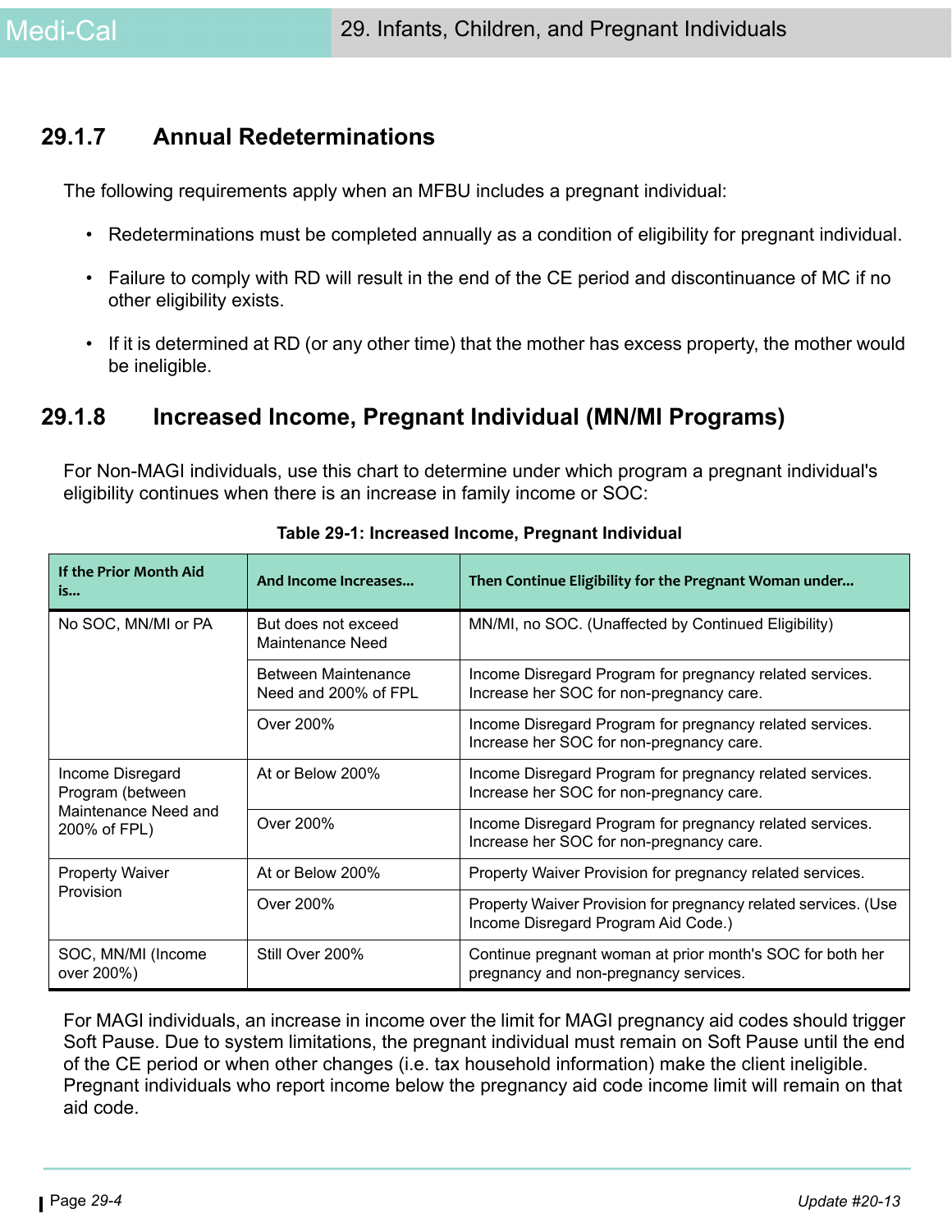## 29.1.7 Annual Redeterminations

The following requirements apply when an MFBU includes a pregnant individual:

- Redeterminations must be completed annually as a condition of eligibility for pregnant individual.
- Failure to comply with RD will result in the end of the CE period and discontinuance of MC if no other eligibility exists.
- If it is determined at RD (or any other time) that the mother has excess property, the mother would be ineligible.

## 29.1.8 Increased Income, Pregnant Individual (MN/MI Programs)

For Non-MAGI individuals, use this chart to determine under which program a pregnant individual's eligibility continues when there is an increase in family income or SOC:

**Table 29-1: Increased Income, Pregnant Individual**

| If the Prior Month Aid is... | And Income Increases... | Then Continue Eligibility for the Pregnant Woman under... |
|---|---|---|
| No SOC, MN/MI or PA | But does not exceed Maintenance Need | MN/MI, no SOC. (Unaffected by Continued Eligibility) |
| | Between Maintenance Need and 200% of FPL | Income Disregard Program for pregnancy related services. Increase her SOC for non-pregnancy care. |
| | Over 200% | Income Disregard Program for pregnancy related services. Increase her SOC for non-pregnancy care. |
| Income Disregard Program (between Maintenance Need and 200% of FPL) | At or Below 200% | Income Disregard Program for pregnancy related services. Increase her SOC for non-pregnancy care. |
| | Over 200% | Income Disregard Program for pregnancy related services. Increase her SOC for non-pregnancy care. |
| Property Waiver Provision | At or Below 200% | Property Waiver Provision for pregnancy related services. |
| | Over 200% | Property Waiver Provision for pregnancy related services. (Use Income Disregard Program Aid Code.) |
| SOC, MN/MI (Income over 200%) | Still Over 200% | Continue pregnant woman at prior month's SOC for both her pregnancy and non-pregnancy services. |

For MAGI individuals, an increase in income over the limit for MAGI pregnancy aid codes should trigger Soft Pause. Due to system limitations, the pregnant individual must remain on Soft Pause until the end of the CE period or when other changes (i.e. tax household information) make the client ineligible. Pregnant individuals who report income below the pregnancy aid code income limit will remain on that aid code.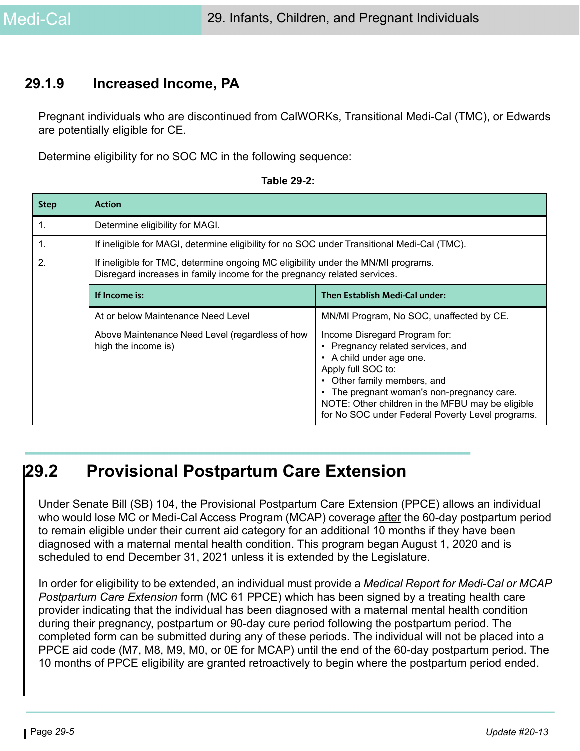### 29.1.9 Increased Income, PA

Pregnant individuals who are discontinued from CalWORKs, Transitional Medi-Cal (TMC), or Edwards are potentially eligible for CE.

Determine eligibility for no SOC MC in the following sequence:

**Table 29-2:**

| Step | Action | |
|---|---|---|
| 1. | Determine eligibility for MAGI. | |
| 1. | If ineligible for MAGI, determine eligibility for no SOC under Transitional Medi-Cal (TMC). | |
| 2. | If ineligible for TMC, determine ongoing MC eligibility under the MN/MI programs. Disregard increases in family income for the pregnancy related services. | |
| | **If Income is:** | **Then Establish Medi-Cal under:** |
| | At or below Maintenance Need Level | MN/MI Program, No SOC, unaffected by CE. |
| | Above Maintenance Need Level (regardless of how high the income is) | Income Disregard Program for:<br>• Pregnancy related services, and<br>• A child under age one.<br>Apply full SOC to:<br>• Other family members, and<br>• The pregnant woman's non-pregnancy care.<br>NOTE: Other children in the MFBU may be eligible for No SOC under Federal Poverty Level programs. |

## 29.2 Provisional Postpartum Care Extension

Under Senate Bill (SB) 104, the Provisional Postpartum Care Extension (PPCE) allows an individual who would lose MC or Medi-Cal Access Program (MCAP) coverage after the 60-day postpartum period to remain eligible under their current aid category for an additional 10 months if they have been diagnosed with a maternal mental health condition. This program began August 1, 2020 and is scheduled to end December 31, 2021 unless it is extended by the Legislature.

In order for eligibility to be extended, an individual must provide a *Medical Report for Medi-Cal or MCAP Postpartum Care Extension* form (MC 61 PPCE) which has been signed by a treating health care provider indicating that the individual has been diagnosed with a maternal mental health condition during their pregnancy, postpartum or 90-day cure period following the postpartum period. The completed form can be submitted during any of these periods. The individual will not be placed into a PPCE aid code (M7, M8, M9, M0, or 0E for MCAP) until the end of the 60-day postpartum period. The 10 months of PPCE eligibility are granted retroactively to begin where the postpartum period ended.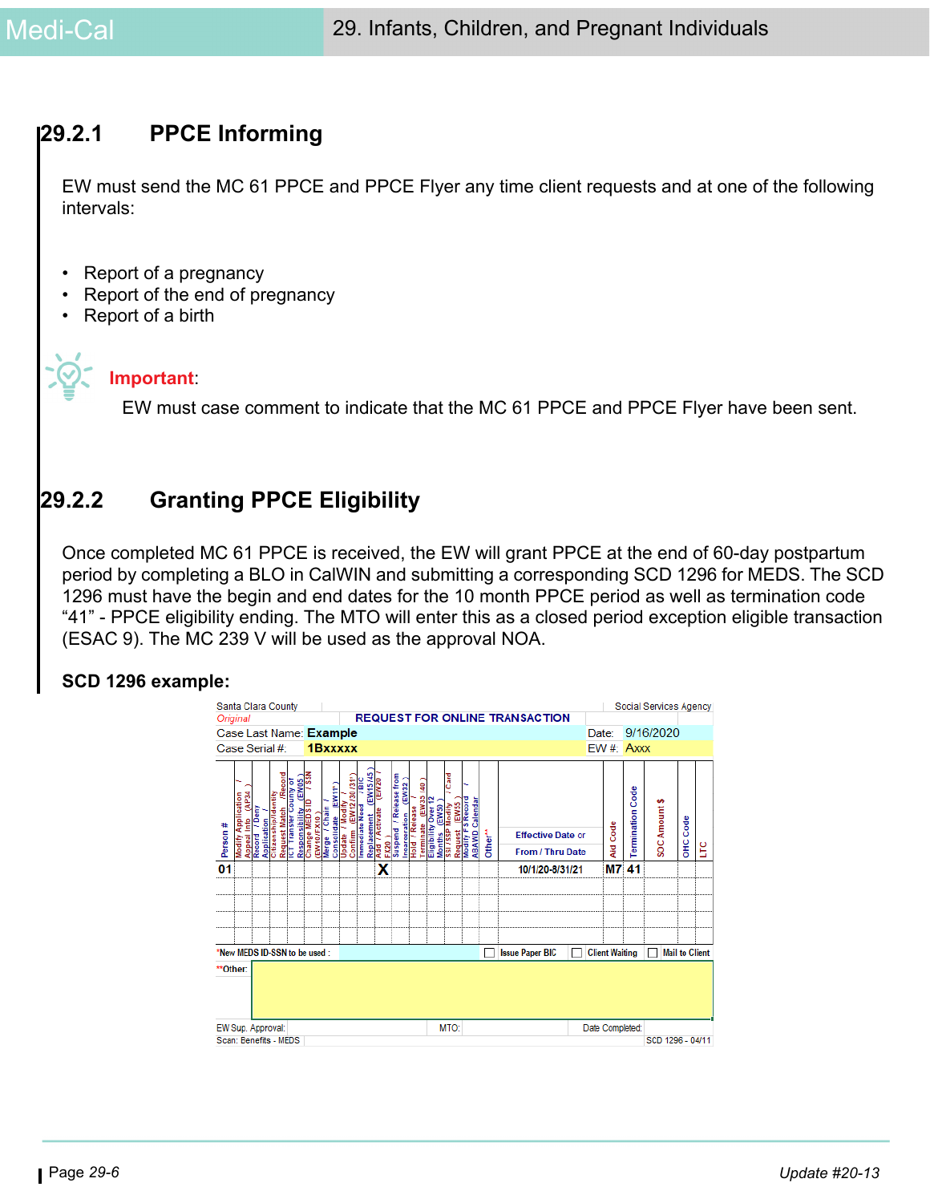## 29.2.1 PPCE Informing

EW must send the MC 61 PPCE and PPCE Flyer any time client requests and at one of the following intervals:

- Report of a pregnancy
- Report of the end of pregnancy
- Report of a birth

**Important**:

EW must case comment to indicate that the MC 61 PPCE and PPCE Flyer have been sent.

## 29.2.2 Granting PPCE Eligibility

Once completed MC 61 PPCE is received, the EW will grant PPCE at the end of 60-day postpartum period by completing a BLO in CalWIN and submitting a corresponding SCD 1296 for MEDS. The SCD 1296 must have the begin and end dates for the 10 month PPCE period as well as termination code "41" - PPCE eligibility ending. The MTO will enter this as a closed period exception eligible transaction (ESAC 9). The MC 239 V will be used as the approval NOA.

**SCD 1296 example:**

Santa Clara County — Social Services Agency

*Original* — REQUEST FOR ONLINE TRANSACTION

Case Last Name: **Example** — Date: 9/16/2020

Case Serial #: **1Bxxxxx** — EW #: Axxx

| Person # | Modify Application / Appeal Info (AP34) | Record / Deny Application / | Citizenship/Identity Request Match (Record | ICT Transfer County of Responsibility (EW05) | Change MEDS ID / SSN (EW40/FX10) | Merge / Chain / Consolidate EW11*) | Update / Modify / Confirm (EW12/30/31*) | Immediate Need / BIC Replacement (EW15/45) | Add / Activate (EW20 / FX20) | Suspend / Release from Incarceration (EW32) | Hold / Release / Terminate (EW35/40) | Eligibility Over 12 Months (EW90) | SB / SSP Modify / Card Request (EW55) | Modify FS Record / ABAWD Calendar | Other** | Effective Date or From / Thru Date | Aid Code | Termination Code | SOC Amount $ | OHC Code | LTC |
|---|---|---|---|---|---|---|---|---|---|---|---|---|---|---|---|---|---|---|---|---|---|
| 01 | | | | | | | | | X | | | | | | | 10/1/20-8/31/21 | M7 | 41 | | | |
| | | | | | | | | | | | | | | | | | | | | | |
| | | | | | | | | | | | | | | | | | | | | | |
| | | | | | | | | | | | | | | | | | | | | | |
| | | | | | | | | | | | | | | | | | | | | | |

*New MEDS ID-SSN to be used: ☐ Issue Paper BIC ☐ Client Waiting ☐ Mail to Client

**Other:

EW Sup. Approval: MTO: Date Completed:

Scan: Benefits - MEDS — SCD 1296 - 04/11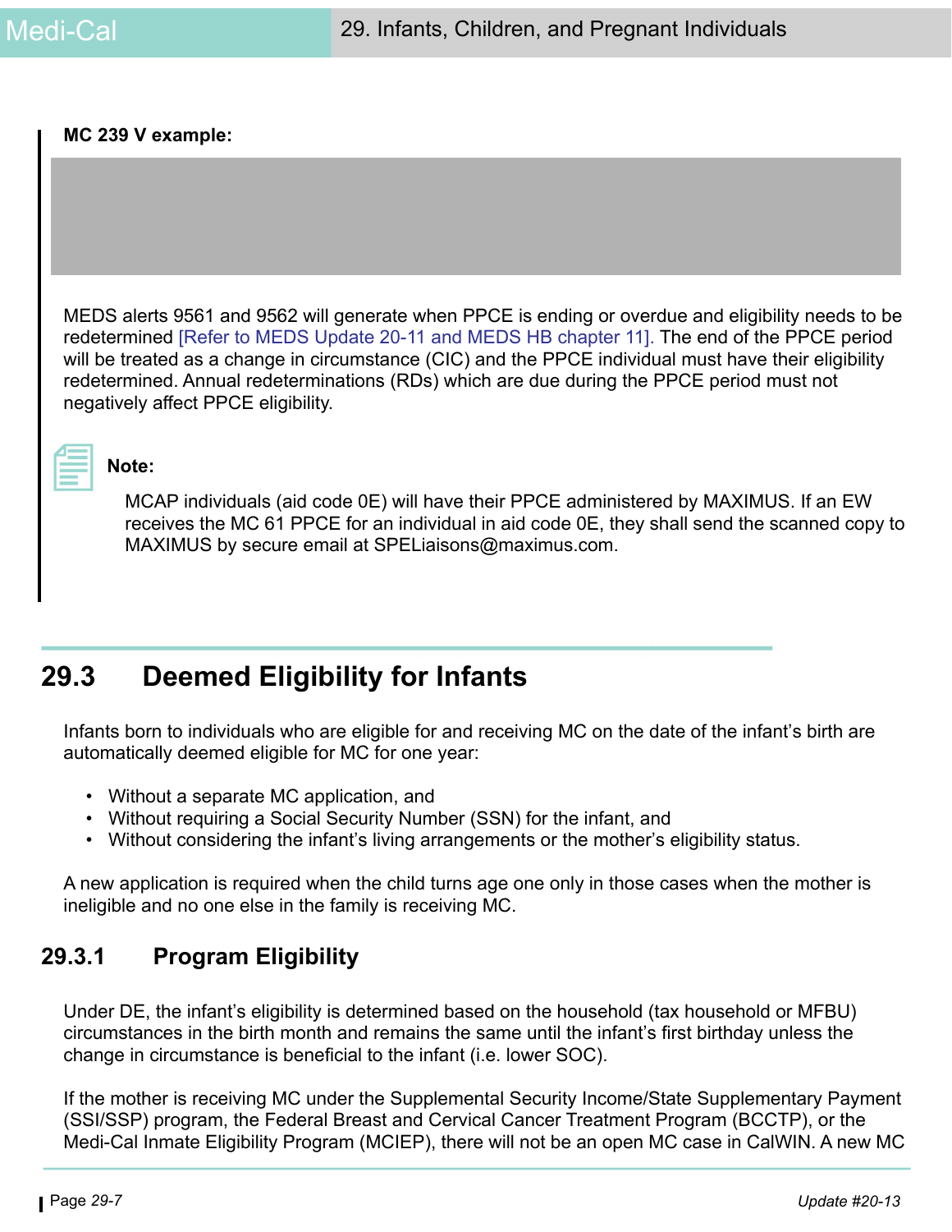**MC 239 V example:**

MEDS alerts 9561 and 9562 will generate when PPCE is ending or overdue and eligibility needs to be redetermined [Refer to MEDS Update 20-11 and MEDS HB chapter 11]. The end of the PPCE period will be treated as a change in circumstance (CIC) and the PPCE individual must have their eligibility redetermined. Annual redeterminations (RDs) which are due during the PPCE period must not negatively affect PPCE eligibility.

**Note:**

MCAP individuals (aid code 0E) will have their PPCE administered by MAXIMUS. If an EW receives the MC 61 PPCE for an individual in aid code 0E, they shall send the scanned copy to MAXIMUS by secure email at SPELiaisons@maximus.com.

## 29.3 Deemed Eligibility for Infants

Infants born to individuals who are eligible for and receiving MC on the date of the infant's birth are automatically deemed eligible for MC for one year:

- Without a separate MC application, and
- Without requiring a Social Security Number (SSN) for the infant, and
- Without considering the infant's living arrangements or the mother's eligibility status.

A new application is required when the child turns age one only in those cases when the mother is ineligible and no one else in the family is receiving MC.

### 29.3.1 Program Eligibility

Under DE, the infant's eligibility is determined based on the household (tax household or MFBU) circumstances in the birth month and remains the same until the infant's first birthday unless the change in circumstance is beneficial to the infant (i.e. lower SOC).

If the mother is receiving MC under the Supplemental Security Income/State Supplementary Payment (SSI/SSP) program, the Federal Breast and Cervical Cancer Treatment Program (BCCTP), or the Medi-Cal Inmate Eligibility Program (MCIEP), there will not be an open MC case in CalWIN. A new MC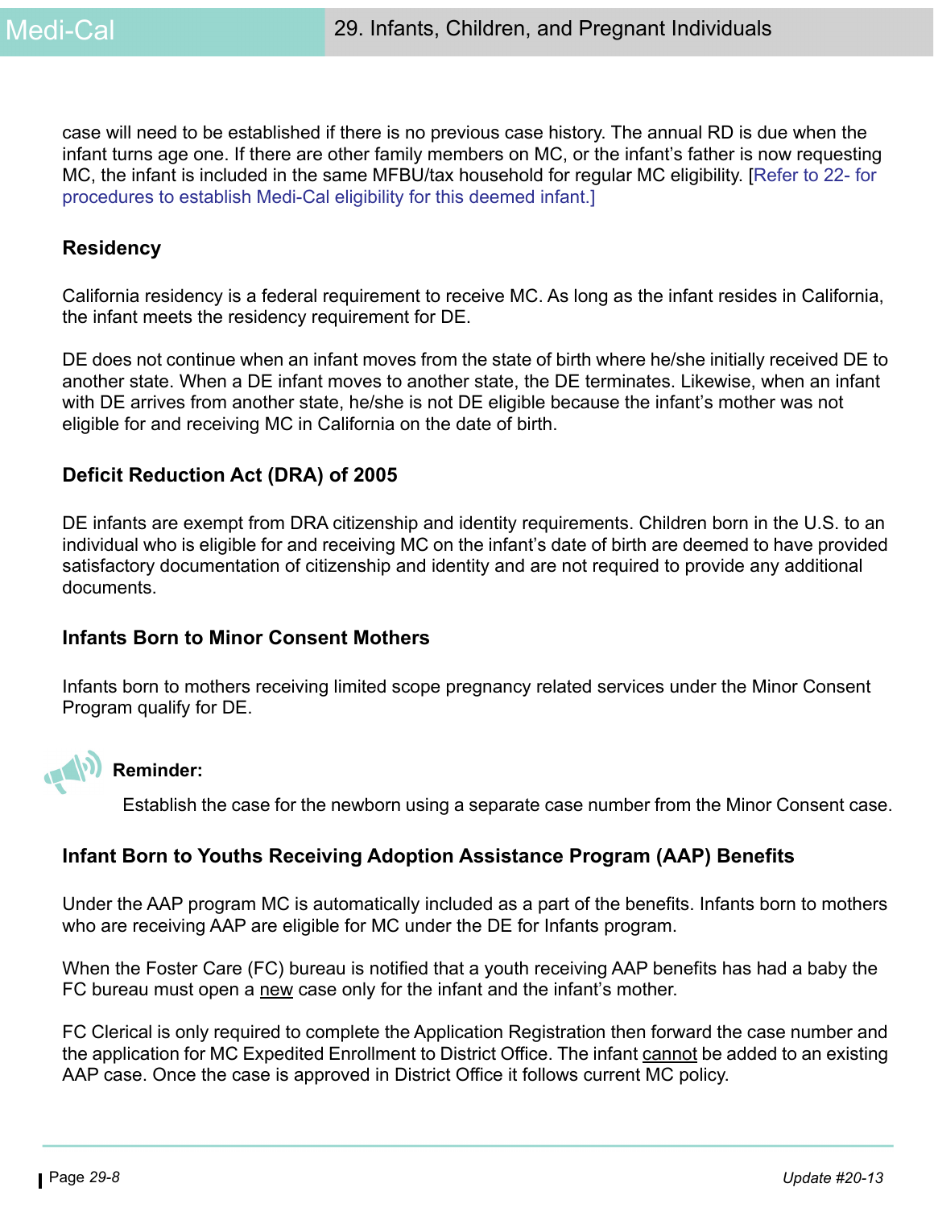case will need to be established if there is no previous case history. The annual RD is due when the infant turns age one. If there are other family members on MC, or the infant's father is now requesting MC, the infant is included in the same MFBU/tax household for regular MC eligibility. [Refer to 22- for procedures to establish Medi-Cal eligibility for this deemed infant.]

### Residency

California residency is a federal requirement to receive MC. As long as the infant resides in California, the infant meets the residency requirement for DE.

DE does not continue when an infant moves from the state of birth where he/she initially received DE to another state. When a DE infant moves to another state, the DE terminates. Likewise, when an infant with DE arrives from another state, he/she is not DE eligible because the infant's mother was not eligible for and receiving MC in California on the date of birth.

### Deficit Reduction Act (DRA) of 2005

DE infants are exempt from DRA citizenship and identity requirements. Children born in the U.S. to an individual who is eligible for and receiving MC on the infant's date of birth are deemed to have provided satisfactory documentation of citizenship and identity and are not required to provide any additional documents.

### Infants Born to Minor Consent Mothers

Infants born to mothers receiving limited scope pregnancy related services under the Minor Consent Program qualify for DE.

**Reminder:**

Establish the case for the newborn using a separate case number from the Minor Consent case.

### Infant Born to Youths Receiving Adoption Assistance Program (AAP) Benefits

Under the AAP program MC is automatically included as a part of the benefits. Infants born to mothers who are receiving AAP are eligible for MC under the DE for Infants program.

When the Foster Care (FC) bureau is notified that a youth receiving AAP benefits has had a baby the FC bureau must open a <u>new</u> case only for the infant and the infant's mother.

FC Clerical is only required to complete the Application Registration then forward the case number and the application for MC Expedited Enrollment to District Office. The infant <u>cannot</u> be added to an existing AAP case. Once the case is approved in District Office it follows current MC policy.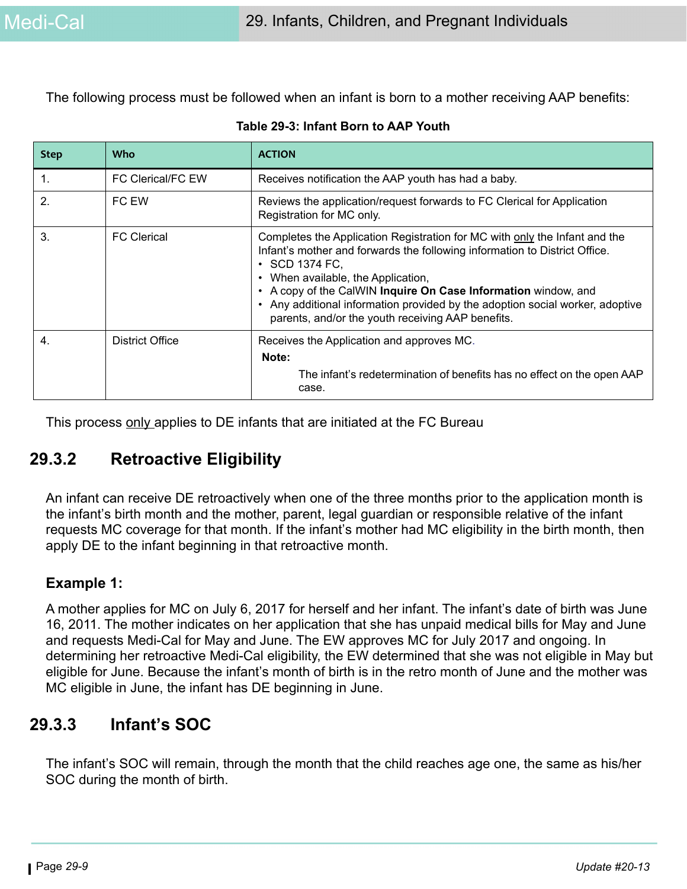The following process must be followed when an infant is born to a mother receiving AAP benefits:

**Table 29-3: Infant Born to AAP Youth**

| Step | Who | ACTION |
|---|---|---|
| 1. | FC Clerical/FC EW | Receives notification the AAP youth has had a baby. |
| 2. | FC EW | Reviews the application/request forwards to FC Clerical for Application Registration for MC only. |
| 3. | FC Clerical | Completes the Application Registration for MC with only the Infant and the Infant's mother and forwards the following information to District Office.<br>• SCD 1374 FC,<br>• When available, the Application,<br>• A copy of the CalWIN **Inquire On Case Information** window, and<br>• Any additional information provided by the adoption social worker, adoptive parents, and/or the youth receiving AAP benefits. |
| 4. | District Office | Receives the Application and approves MC.<br>**Note:**<br>The infant's redetermination of benefits has no effect on the open AAP case. |

This process only applies to DE infants that are initiated at the FC Bureau

## 29.3.2 Retroactive Eligibility

An infant can receive DE retroactively when one of the three months prior to the application month is the infant's birth month and the mother, parent, legal guardian or responsible relative of the infant requests MC coverage for that month. If the infant's mother had MC eligibility in the birth month, then apply DE to the infant beginning in that retroactive month.

### Example 1:

A mother applies for MC on July 6, 2017 for herself and her infant. The infant's date of birth was June 16, 2011. The mother indicates on her application that she has unpaid medical bills for May and June and requests Medi-Cal for May and June. The EW approves MC for July 2017 and ongoing. In determining her retroactive Medi-Cal eligibility, the EW determined that she was not eligible in May but eligible for June. Because the infant's month of birth is in the retro month of June and the mother was MC eligible in June, the infant has DE beginning in June.

## 29.3.3 Infant's SOC

The infant's SOC will remain, through the month that the child reaches age one, the same as his/her SOC during the month of birth.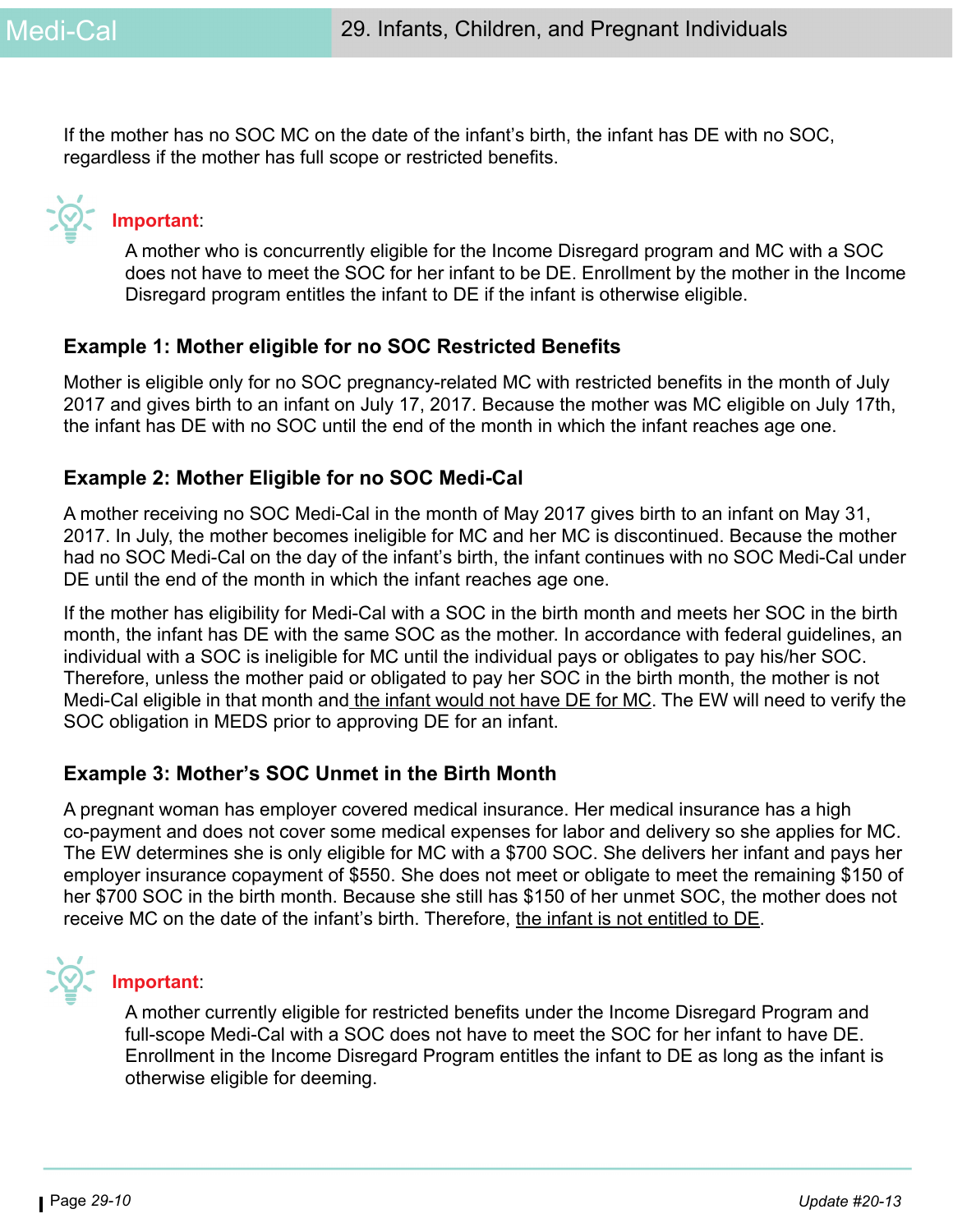If the mother has no SOC MC on the date of the infant's birth, the infant has DE with no SOC, regardless if the mother has full scope or restricted benefits.

**Important**:

A mother who is concurrently eligible for the Income Disregard program and MC with a SOC does not have to meet the SOC for her infant to be DE. Enrollment by the mother in the Income Disregard program entitles the infant to DE if the infant is otherwise eligible.

### Example 1: Mother eligible for no SOC Restricted Benefits

Mother is eligible only for no SOC pregnancy-related MC with restricted benefits in the month of July 2017 and gives birth to an infant on July 17, 2017. Because the mother was MC eligible on July 17th, the infant has DE with no SOC until the end of the month in which the infant reaches age one.

### Example 2: Mother Eligible for no SOC Medi-Cal

A mother receiving no SOC Medi-Cal in the month of May 2017 gives birth to an infant on May 31, 2017. In July, the mother becomes ineligible for MC and her MC is discontinued. Because the mother had no SOC Medi-Cal on the day of the infant's birth, the infant continues with no SOC Medi-Cal under DE until the end of the month in which the infant reaches age one.

If the mother has eligibility for Medi-Cal with a SOC in the birth month and meets her SOC in the birth month, the infant has DE with the same SOC as the mother. In accordance with federal guidelines, an individual with a SOC is ineligible for MC until the individual pays or obligates to pay his/her SOC. Therefore, unless the mother paid or obligated to pay her SOC in the birth month, the mother is not Medi-Cal eligible in that month and <u>the infant would not have DE for MC</u>. The EW will need to verify the SOC obligation in MEDS prior to approving DE for an infant.

### Example 3: Mother's SOC Unmet in the Birth Month

A pregnant woman has employer covered medical insurance. Her medical insurance has a high co-payment and does not cover some medical expenses for labor and delivery so she applies for MC. The EW determines she is only eligible for MC with a $700 SOC. She delivers her infant and pays her employer insurance copayment of $550. She does not meet or obligate to meet the remaining $150 of her $700 SOC in the birth month. Because she still has $150 of her unmet SOC, the mother does not receive MC on the date of the infant's birth. Therefore, <u>the infant is not entitled to DE</u>.

**Important**:

A mother currently eligible for restricted benefits under the Income Disregard Program and full-scope Medi-Cal with a SOC does not have to meet the SOC for her infant to have DE. Enrollment in the Income Disregard Program entitles the infant to DE as long as the infant is otherwise eligible for deeming.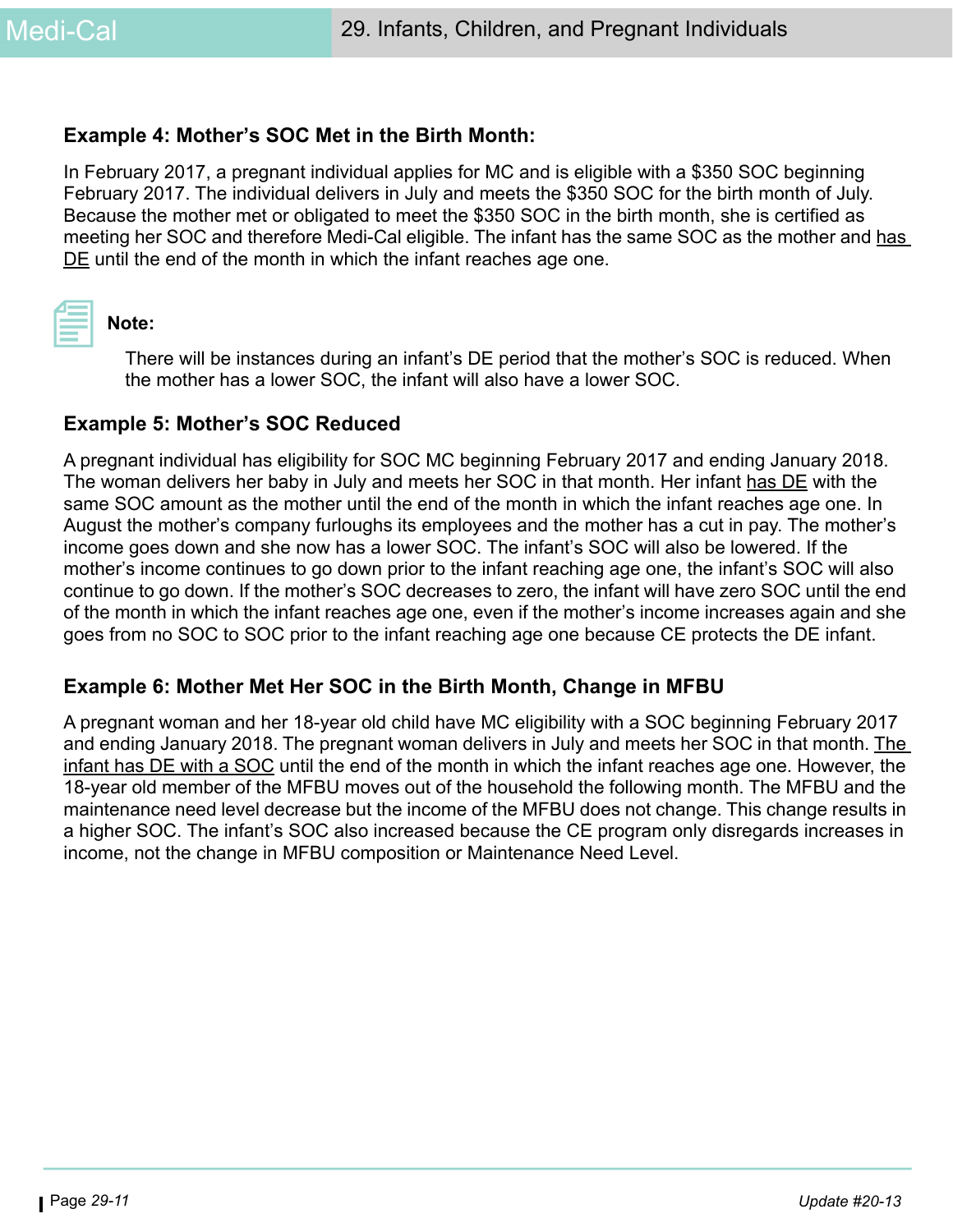### Example 4: Mother's SOC Met in the Birth Month:

In February 2017, a pregnant individual applies for MC and is eligible with a $350 SOC beginning February 2017. The individual delivers in July and meets the $350 SOC for the birth month of July. Because the mother met or obligated to meet the $350 SOC in the birth month, she is certified as meeting her SOC and therefore Medi-Cal eligible. The infant has the same SOC as the mother and has DE until the end of the month in which the infant reaches age one.

**Note:**

There will be instances during an infant's DE period that the mother's SOC is reduced. When the mother has a lower SOC, the infant will also have a lower SOC.

### Example 5: Mother's SOC Reduced

A pregnant individual has eligibility for SOC MC beginning February 2017 and ending January 2018. The woman delivers her baby in July and meets her SOC in that month. Her infant has DE with the same SOC amount as the mother until the end of the month in which the infant reaches age one. In August the mother's company furloughs its employees and the mother has a cut in pay. The mother's income goes down and she now has a lower SOC. The infant's SOC will also be lowered. If the mother's income continues to go down prior to the infant reaching age one, the infant's SOC will also continue to go down. If the mother's SOC decreases to zero, the infant will have zero SOC until the end of the month in which the infant reaches age one, even if the mother's income increases again and she goes from no SOC to SOC prior to the infant reaching age one because CE protects the DE infant.

### Example 6: Mother Met Her SOC in the Birth Month, Change in MFBU

A pregnant woman and her 18-year old child have MC eligibility with a SOC beginning February 2017 and ending January 2018. The pregnant woman delivers in July and meets her SOC in that month. The infant has DE with a SOC until the end of the month in which the infant reaches age one. However, the 18-year old member of the MFBU moves out of the household the following month. The MFBU and the maintenance need level decrease but the income of the MFBU does not change. This change results in a higher SOC. The infant's SOC also increased because the CE program only disregards increases in income, not the change in MFBU composition or Maintenance Need Level.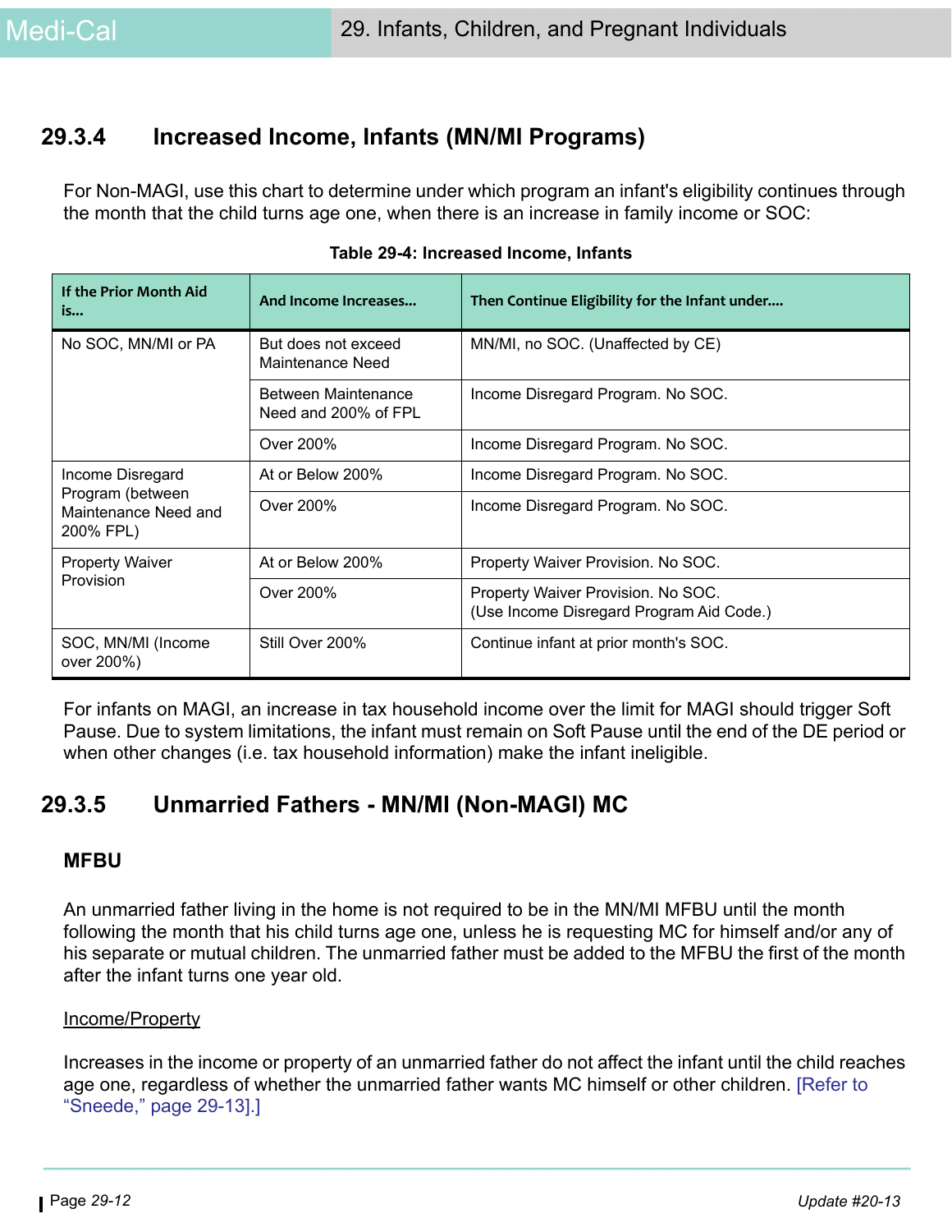## 29.3.4 Increased Income, Infants (MN/MI Programs)

For Non-MAGI, use this chart to determine under which program an infant's eligibility continues through the month that the child turns age one, when there is an increase in family income or SOC:

**Table 29-4: Increased Income, Infants**

| If the Prior Month Aid is... | And Income Increases... | Then Continue Eligibility for the Infant under.... |
|---|---|---|
| No SOC, MN/MI or PA | But does not exceed Maintenance Need | MN/MI, no SOC. (Unaffected by CE) |
| | Between Maintenance Need and 200% of FPL | Income Disregard Program. No SOC. |
| | Over 200% | Income Disregard Program. No SOC. |
| Income Disregard Program (between Maintenance Need and 200% FPL) | At or Below 200% | Income Disregard Program. No SOC. |
| | Over 200% | Income Disregard Program. No SOC. |
| Property Waiver Provision | At or Below 200% | Property Waiver Provision. No SOC. |
| | Over 200% | Property Waiver Provision. No SOC. (Use Income Disregard Program Aid Code.) |
| SOC, MN/MI (Income over 200%) | Still Over 200% | Continue infant at prior month's SOC. |

For infants on MAGI, an increase in tax household income over the limit for MAGI should trigger Soft Pause. Due to system limitations, the infant must remain on Soft Pause until the end of the DE period or when other changes (i.e. tax household information) make the infant ineligible.

## 29.3.5 Unmarried Fathers - MN/MI (Non-MAGI) MC

### MFBU

An unmarried father living in the home is not required to be in the MN/MI MFBU until the month following the month that his child turns age one, unless he is requesting MC for himself and/or any of his separate or mutual children. The unmarried father must be added to the MFBU the first of the month after the infant turns one year old.

Income/Property

Increases in the income or property of an unmarried father do not affect the infant until the child reaches age one, regardless of whether the unmarried father wants MC himself or other children. [Refer to "Sneede," page 29-13].]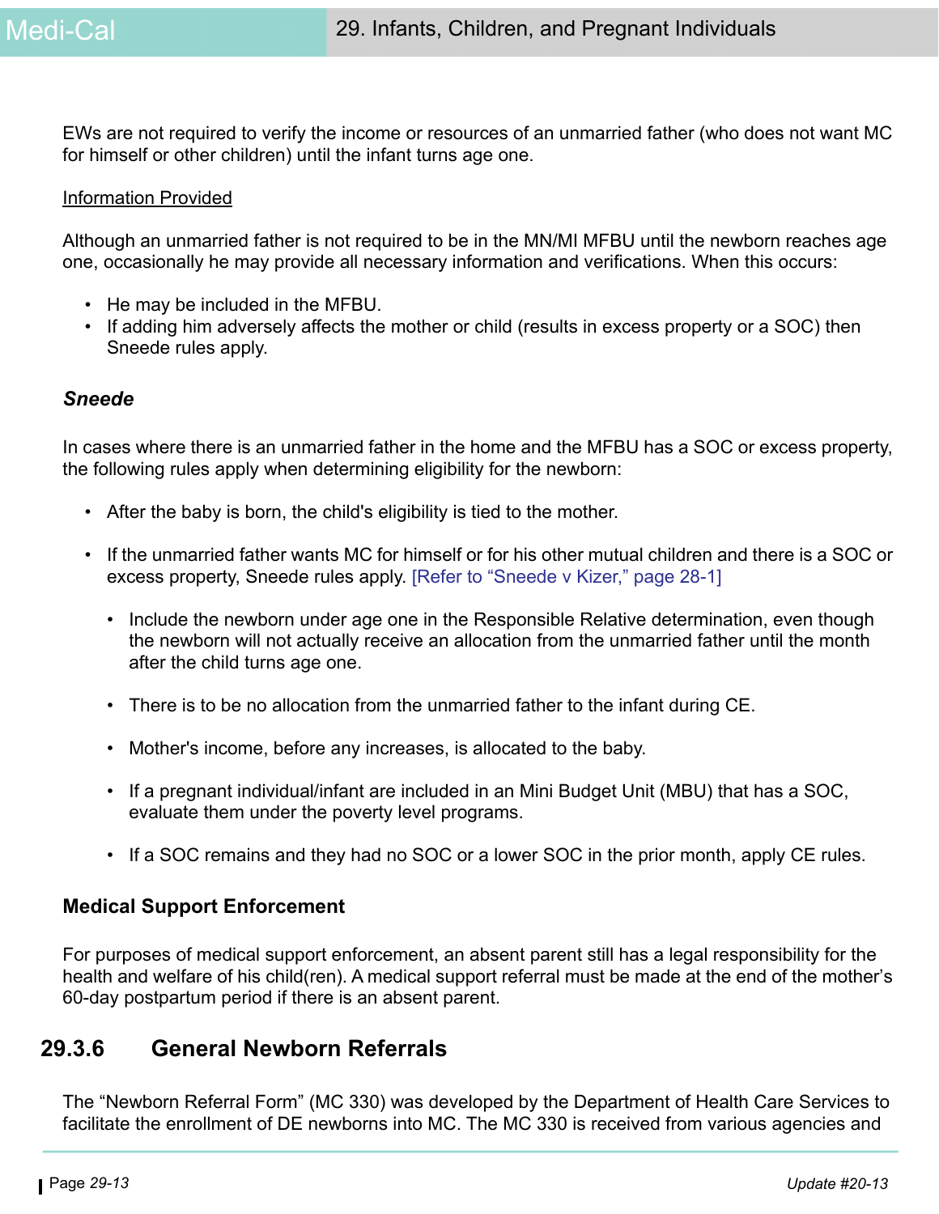EWs are not required to verify the income or resources of an unmarried father (who does not want MC for himself or other children) until the infant turns age one.

Information Provided

Although an unmarried father is not required to be in the MN/MI MFBU until the newborn reaches age one, occasionally he may provide all necessary information and verifications. When this occurs:

- He may be included in the MFBU.
- If adding him adversely affects the mother or child (results in excess property or a SOC) then Sneede rules apply.

### *Sneede*

In cases where there is an unmarried father in the home and the MFBU has a SOC or excess property, the following rules apply when determining eligibility for the newborn:

- After the baby is born, the child's eligibility is tied to the mother.
- If the unmarried father wants MC for himself or for his other mutual children and there is a SOC or excess property, Sneede rules apply. [Refer to "Sneede v Kizer," page 28-1]
  - Include the newborn under age one in the Responsible Relative determination, even though the newborn will not actually receive an allocation from the unmarried father until the month after the child turns age one.
  - There is to be no allocation from the unmarried father to the infant during CE.
  - Mother's income, before any increases, is allocated to the baby.
  - If a pregnant individual/infant are included in an Mini Budget Unit (MBU) that has a SOC, evaluate them under the poverty level programs.
  - If a SOC remains and they had no SOC or a lower SOC in the prior month, apply CE rules.

### Medical Support Enforcement

For purposes of medical support enforcement, an absent parent still has a legal responsibility for the health and welfare of his child(ren). A medical support referral must be made at the end of the mother's 60-day postpartum period if there is an absent parent.

## 29.3.6 General Newborn Referrals

The "Newborn Referral Form" (MC 330) was developed by the Department of Health Care Services to facilitate the enrollment of DE newborns into MC. The MC 330 is received from various agencies and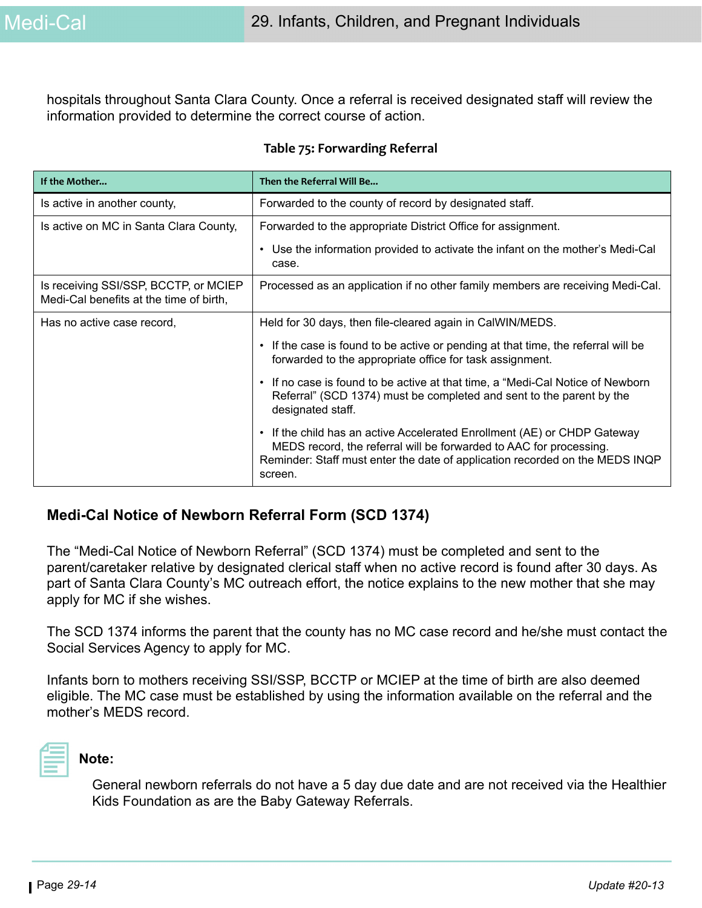hospitals throughout Santa Clara County. Once a referral is received designated staff will review the information provided to determine the correct course of action.

**Table 75: Forwarding Referral**

| If the Mother... | Then the Referral Will Be... |
|---|---|
| Is active in another county, | Forwarded to the county of record by designated staff. |
| Is active on MC in Santa Clara County, | Forwarded to the appropriate District Office for assignment.<br>• Use the information provided to activate the infant on the mother's Medi-Cal case. |
| Is receiving SSI/SSP, BCCTP, or MCIEP Medi-Cal benefits at the time of birth, | Processed as an application if no other family members are receiving Medi-Cal. |
| Has no active case record, | Held for 30 days, then file-cleared again in CalWIN/MEDS.<br>• If the case is found to be active or pending at that time, the referral will be forwarded to the appropriate office for task assignment.<br>• If no case is found to be active at that time, a "Medi-Cal Notice of Newborn Referral" (SCD 1374) must be completed and sent to the parent by the designated staff.<br>• If the child has an active Accelerated Enrollment (AE) or CHDP Gateway MEDS record, the referral will be forwarded to AAC for processing.<br>Reminder: Staff must enter the date of application recorded on the MEDS INQP screen. |

### Medi-Cal Notice of Newborn Referral Form (SCD 1374)

The "Medi-Cal Notice of Newborn Referral" (SCD 1374) must be completed and sent to the parent/caretaker relative by designated clerical staff when no active record is found after 30 days. As part of Santa Clara County's MC outreach effort, the notice explains to the new mother that she may apply for MC if she wishes.

The SCD 1374 informs the parent that the county has no MC case record and he/she must contact the Social Services Agency to apply for MC.

Infants born to mothers receiving SSI/SSP, BCCTP or MCIEP at the time of birth are also deemed eligible. The MC case must be established by using the information available on the referral and the mother's MEDS record.

**Note:**

General newborn referrals do not have a 5 day due date and are not received via the Healthier Kids Foundation as are the Baby Gateway Referrals.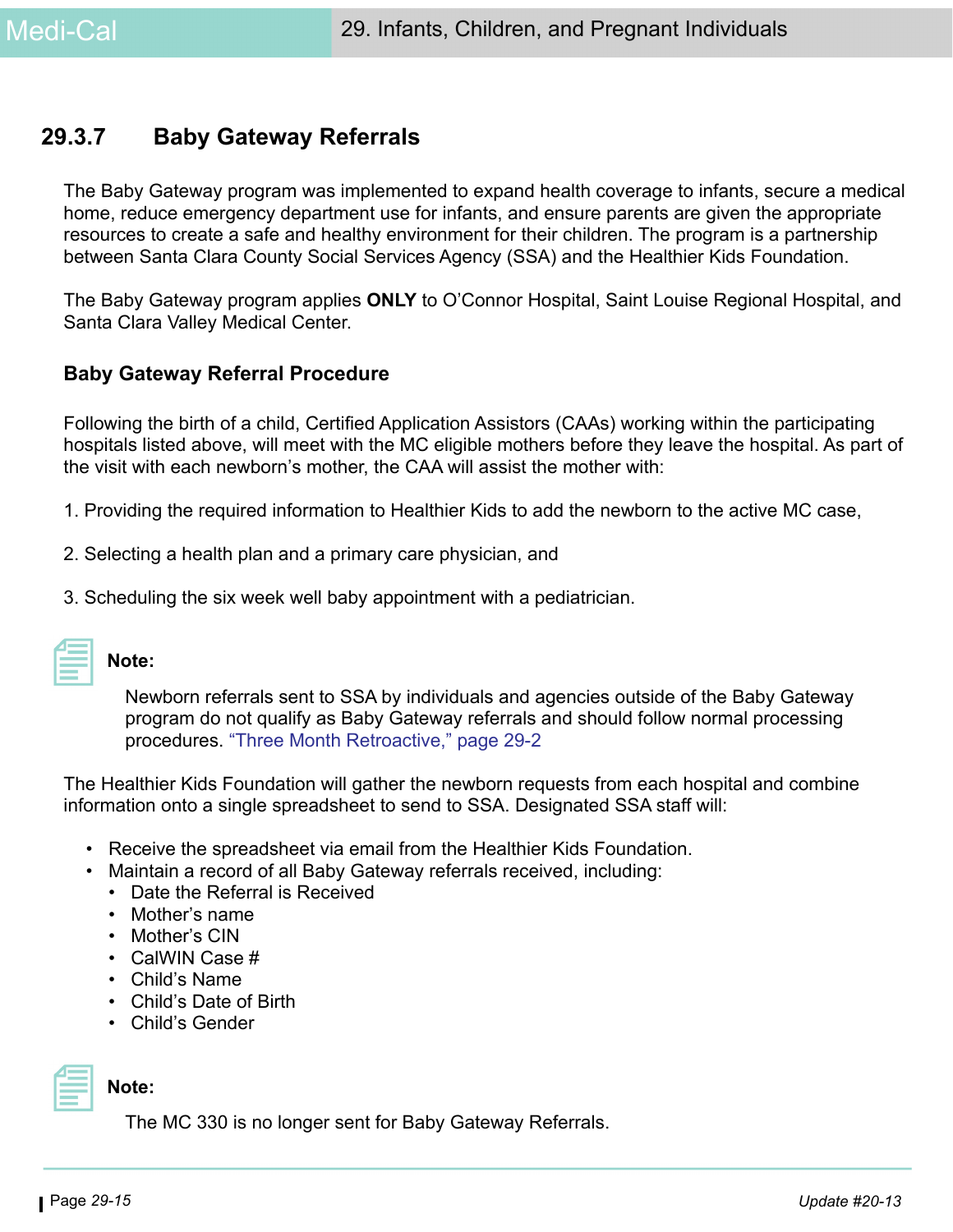## 29.3.7 Baby Gateway Referrals

The Baby Gateway program was implemented to expand health coverage to infants, secure a medical home, reduce emergency department use for infants, and ensure parents are given the appropriate resources to create a safe and healthy environment for their children. The program is a partnership between Santa Clara County Social Services Agency (SSA) and the Healthier Kids Foundation.

The Baby Gateway program applies **ONLY** to O'Connor Hospital, Saint Louise Regional Hospital, and Santa Clara Valley Medical Center.

### Baby Gateway Referral Procedure

Following the birth of a child, Certified Application Assistors (CAAs) working within the participating hospitals listed above, will meet with the MC eligible mothers before they leave the hospital. As part of the visit with each newborn's mother, the CAA will assist the mother with:

1. Providing the required information to Healthier Kids to add the newborn to the active MC case,

2. Selecting a health plan and a primary care physician, and

3. Scheduling the six week well baby appointment with a pediatrician.

**Note:**

Newborn referrals sent to SSA by individuals and agencies outside of the Baby Gateway program do not qualify as Baby Gateway referrals and should follow normal processing procedures. "Three Month Retroactive," page 29-2

The Healthier Kids Foundation will gather the newborn requests from each hospital and combine information onto a single spreadsheet to send to SSA. Designated SSA staff will:

- Receive the spreadsheet via email from the Healthier Kids Foundation.
- Maintain a record of all Baby Gateway referrals received, including:
  - Date the Referral is Received
  - Mother's name
  - Mother's CIN
  - CalWIN Case #
  - Child's Name
  - Child's Date of Birth
  - Child's Gender

**Note:**

The MC 330 is no longer sent for Baby Gateway Referrals.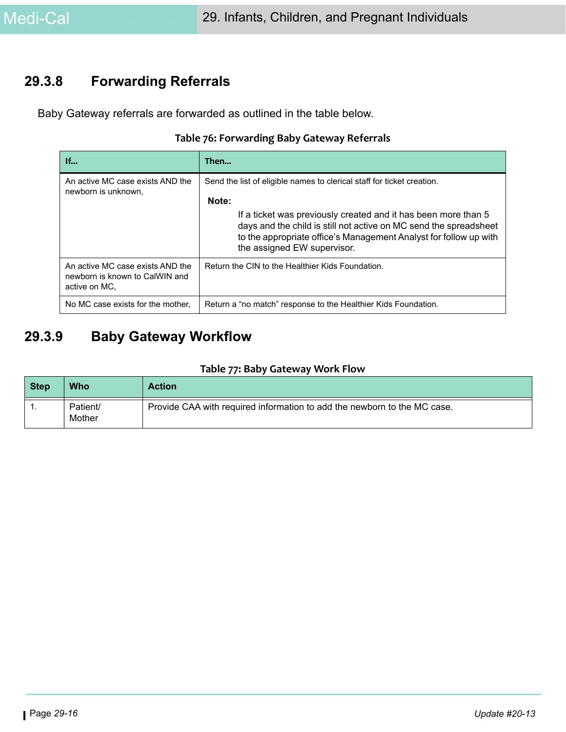## 29.3.8 Forwarding Referrals

Baby Gateway referrals are forwarded as outlined in the table below.

**Table 76: Forwarding Baby Gateway Referrals**

| If... | Then... |
|---|---|
| An active MC case exists AND the newborn is unknown, | Send the list of eligible names to clerical staff for ticket creation.<br><br>**Note:**<br><br>If a ticket was previously created and it has been more than 5 days and the child is still not active on MC send the spreadsheet to the appropriate office's Management Analyst for follow up with the assigned EW supervisor. |
| An active MC case exists AND the newborn is known to CalWIN and active on MC, | Return the CIN to the Healthier Kids Foundation. |
| No MC case exists for the mother, | Return a "no match" response to the Healthier Kids Foundation. |

## 29.3.9 Baby Gateway Workflow

**Table 77: Baby Gateway Work Flow**

| Step | Who | Action |
|---|---|---|
| 1. | Patient/ Mother | Provide CAA with required information to add the newborn to the MC case. |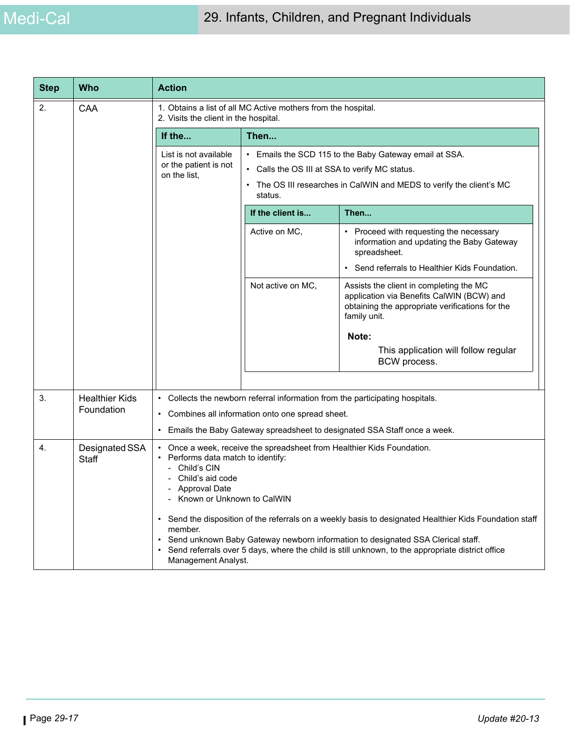| Step | Who | Action |
|---|---|---|
| 2. | CAA | 1. Obtains a list of all MC Active mothers from the hospital.<br>2. Visits the client in the hospital.<br><br>**If the...** List is not available or the patient is not on the list,<br>**Then...**<br>• Emails the SCD 115 to the Baby Gateway email at SSA.<br>• Calls the OS III at SSA to verify MC status.<br>• The OS III researches in CalWIN and MEDS to verify the client's MC status.<br><br>**If the client is...** Active on MC,<br>**Then...**<br>• Proceed with requesting the necessary information and updating the Baby Gateway spreadsheet.<br>• Send referrals to Healthier Kids Foundation.<br><br>**If the client is...** Not active on MC,<br>**Then...** Assists the client in completing the MC application via Benefits CalWIN (BCW) and obtaining the appropriate verifications for the family unit.<br>**Note:** This application will follow regular BCW process. |
| 3. | Healthier Kids Foundation | • Collects the newborn referral information from the participating hospitals.<br>• Combines all information onto one spread sheet.<br>• Emails the Baby Gateway spreadsheet to designated SSA Staff once a week. |
| 4. | Designated SSA Staff | • Once a week, receive the spreadsheet from Healthier Kids Foundation.<br>• Performs data match to identify:<br>- Child's CIN<br>- Child's aid code<br>- Approval Date<br>- Known or Unknown to CalWIN<br><br>• Send the disposition of the referrals on a weekly basis to designated Healthier Kids Foundation staff member.<br>• Send unknown Baby Gateway newborn information to designated SSA Clerical staff.<br>• Send referrals over 5 days, where the child is still unknown, to the appropriate district office Management Analyst. |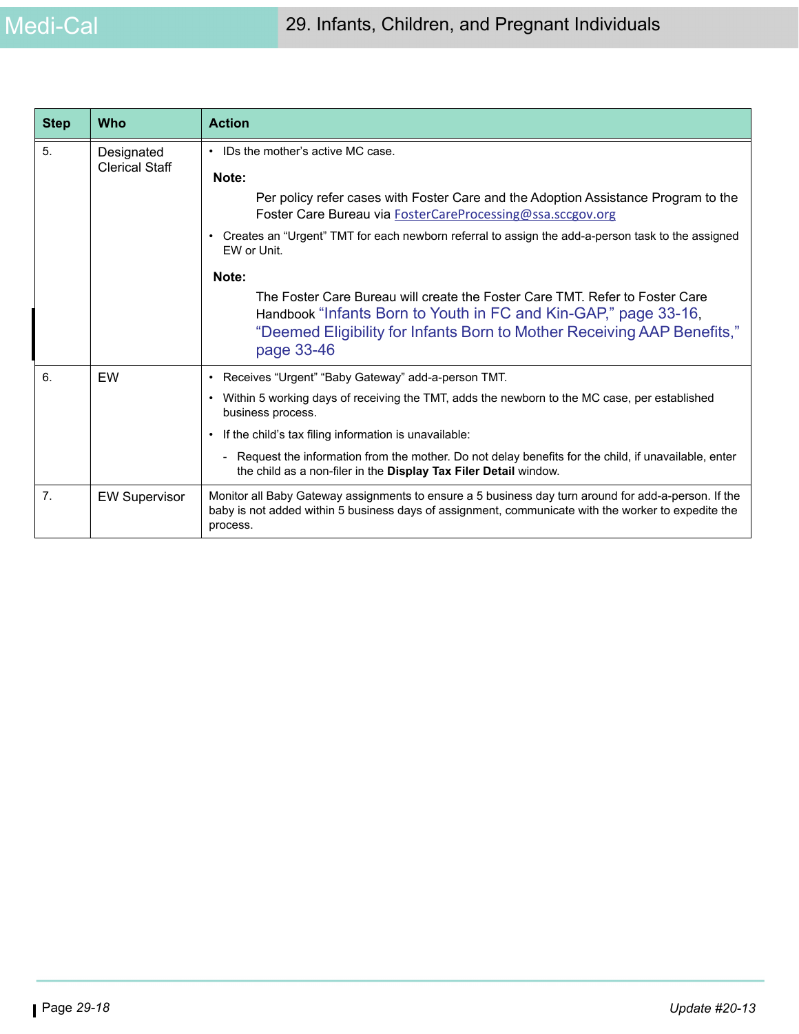| Step | Who | Action |
|---|---|---|
| 5. | Designated Clerical Staff | • IDs the mother's active MC case.<br><br>**Note:**<br>Per policy refer cases with Foster Care and the Adoption Assistance Program to the Foster Care Bureau via FosterCareProcessing@ssa.sccgov.org<br><br>• Creates an "Urgent" TMT for each newborn referral to assign the add-a-person task to the assigned EW or Unit.<br><br>**Note:**<br>The Foster Care Bureau will create the Foster Care TMT. Refer to Foster Care Handbook "Infants Born to Youth in FC and Kin-GAP," page 33-16, "Deemed Eligibility for Infants Born to Mother Receiving AAP Benefits," page 33-46 |
| 6. | EW | • Receives "Urgent" "Baby Gateway" add-a-person TMT.<br>• Within 5 working days of receiving the TMT, adds the newborn to the MC case, per established business process.<br>• If the child's tax filing information is unavailable:<br>  - Request the information from the mother. Do not delay benefits for the child, if unavailable, enter the child as a non-filer in the **Display Tax Filer Detail** window. |
| 7. | EW Supervisor | Monitor all Baby Gateway assignments to ensure a 5 business day turn around for add-a-person. If the baby is not added within 5 business days of assignment, communicate with the worker to expedite the process. |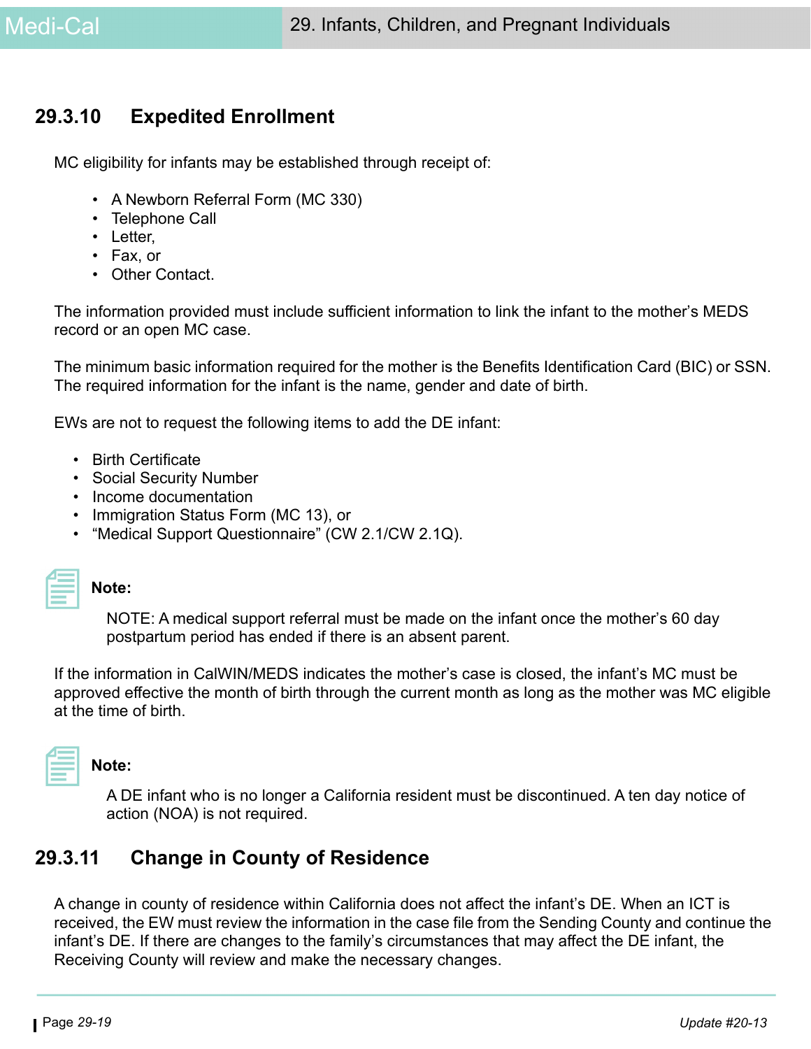## 29.3.10 Expedited Enrollment

MC eligibility for infants may be established through receipt of:

- A Newborn Referral Form (MC 330)
- Telephone Call
- Letter,
- Fax, or
- Other Contact.

The information provided must include sufficient information to link the infant to the mother's MEDS record or an open MC case.

The minimum basic information required for the mother is the Benefits Identification Card (BIC) or SSN. The required information for the infant is the name, gender and date of birth.

EWs are not to request the following items to add the DE infant:

- Birth Certificate
- Social Security Number
- Income documentation
- Immigration Status Form (MC 13), or
- "Medical Support Questionnaire" (CW 2.1/CW 2.1Q).

**Note:**

NOTE: A medical support referral must be made on the infant once the mother's 60 day postpartum period has ended if there is an absent parent.

If the information in CalWIN/MEDS indicates the mother's case is closed, the infant's MC must be approved effective the month of birth through the current month as long as the mother was MC eligible at the time of birth.

**Note:**

A DE infant who is no longer a California resident must be discontinued. A ten day notice of action (NOA) is not required.

## 29.3.11 Change in County of Residence

A change in county of residence within California does not affect the infant's DE. When an ICT is received, the EW must review the information in the case file from the Sending County and continue the infant's DE. If there are changes to the family's circumstances that may affect the DE infant, the Receiving County will review and make the necessary changes.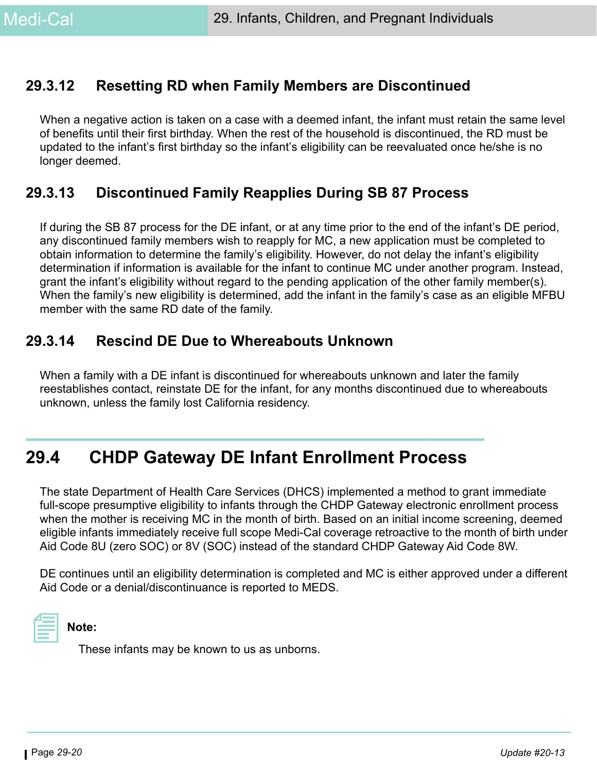### 29.3.12 Resetting RD when Family Members are Discontinued

When a negative action is taken on a case with a deemed infant, the infant must retain the same level of benefits until their first birthday. When the rest of the household is discontinued, the RD must be updated to the infant's first birthday so the infant's eligibility can be reevaluated once he/she is no longer deemed.

### 29.3.13 Discontinued Family Reapplies During SB 87 Process

If during the SB 87 process for the DE infant, or at any time prior to the end of the infant's DE period, any discontinued family members wish to reapply for MC, a new application must be completed to obtain information to determine the family's eligibility. However, do not delay the infant's eligibility determination if information is available for the infant to continue MC under another program. Instead, grant the infant's eligibility without regard to the pending application of the other family member(s). When the family's new eligibility is determined, add the infant in the family's case as an eligible MFBU member with the same RD date of the family.

### 29.3.14 Rescind DE Due to Whereabouts Unknown

When a family with a DE infant is discontinued for whereabouts unknown and later the family reestablishes contact, reinstate DE for the infant, for any months discontinued due to whereabouts unknown, unless the family lost California residency.

## 29.4 CHDP Gateway DE Infant Enrollment Process

The state Department of Health Care Services (DHCS) implemented a method to grant immediate full-scope presumptive eligibility to infants through the CHDP Gateway electronic enrollment process when the mother is receiving MC in the month of birth. Based on an initial income screening, deemed eligible infants immediately receive full scope Medi-Cal coverage retroactive to the month of birth under Aid Code 8U (zero SOC) or 8V (SOC) instead of the standard CHDP Gateway Aid Code 8W.

DE continues until an eligibility determination is completed and MC is either approved under a different Aid Code or a denial/discontinuance is reported to MEDS.

**Note:**

These infants may be known to us as unborns.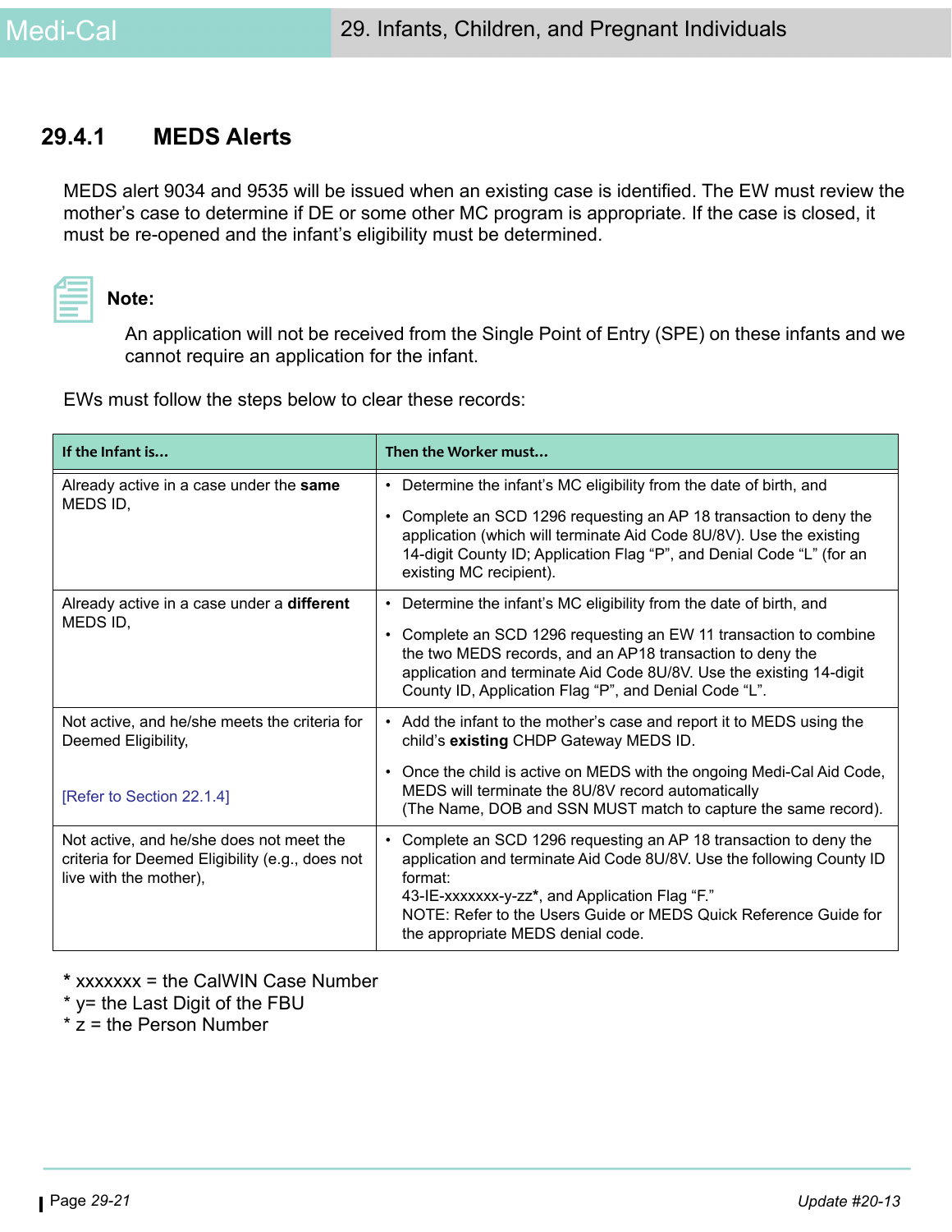## 29.4.1 MEDS Alerts

MEDS alert 9034 and 9535 will be issued when an existing case is identified. The EW must review the mother's case to determine if DE or some other MC program is appropriate. If the case is closed, it must be re-opened and the infant's eligibility must be determined.

**Note:**

An application will not be received from the Single Point of Entry (SPE) on these infants and we cannot require an application for the infant.

EWs must follow the steps below to clear these records:

| If the Infant is... | Then the Worker must... |
| --- | --- |
| Already active in a case under the **same** MEDS ID, | • Determine the infant's MC eligibility from the date of birth, and<br>• Complete an SCD 1296 requesting an AP 18 transaction to deny the application (which will terminate Aid Code 8U/8V). Use the existing 14-digit County ID; Application Flag "P", and Denial Code "L" (for an existing MC recipient). |
| Already active in a case under a **different** MEDS ID, | • Determine the infant's MC eligibility from the date of birth, and<br>• Complete an SCD 1296 requesting an EW 11 transaction to combine the two MEDS records, and an AP18 transaction to deny the application and terminate Aid Code 8U/8V. Use the existing 14-digit County ID, Application Flag "P", and Denial Code "L". |
| Not active, and he/she meets the criteria for Deemed Eligibility,<br><br>[Refer to Section 22.1.4] | • Add the infant to the mother's case and report it to MEDS using the child's **existing** CHDP Gateway MEDS ID.<br>• Once the child is active on MEDS with the ongoing Medi-Cal Aid Code, MEDS will terminate the 8U/8V record automatically (The Name, DOB and SSN MUST match to capture the same record). |
| Not active, and he/she does not meet the criteria for Deemed Eligibility (e.g., does not live with the mother), | • Complete an SCD 1296 requesting an AP 18 transaction to deny the application and terminate Aid Code 8U/8V. Use the following County ID format:<br>43-IE-xxxxxxx-y-zz**\***, and Application Flag "F."<br>NOTE: Refer to the Users Guide or MEDS Quick Reference Guide for the appropriate MEDS denial code. |

**\*** xxxxxxx = the CalWIN Case Number
\* y= the Last Digit of the FBU
\* z = the Person Number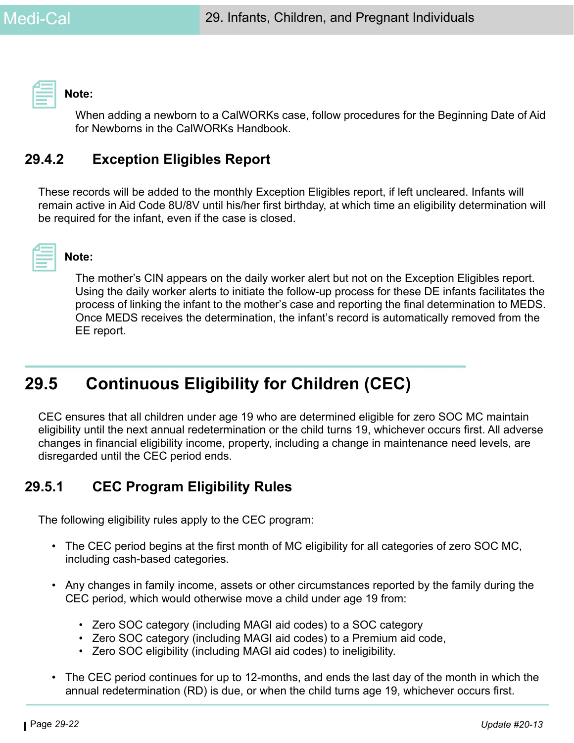**Note:**

When adding a newborn to a CalWORKs case, follow procedures for the Beginning Date of Aid for Newborns in the CalWORKs Handbook.

### 29.4.2 Exception Eligibles Report

These records will be added to the monthly Exception Eligibles report, if left uncleared. Infants will remain active in Aid Code 8U/8V until his/her first birthday, at which time an eligibility determination will be required for the infant, even if the case is closed.

**Note:**

The mother's CIN appears on the daily worker alert but not on the Exception Eligibles report. Using the daily worker alerts to initiate the follow-up process for these DE infants facilitates the process of linking the infant to the mother's case and reporting the final determination to MEDS. Once MEDS receives the determination, the infant's record is automatically removed from the EE report.

## 29.5 Continuous Eligibility for Children (CEC)

CEC ensures that all children under age 19 who are determined eligible for zero SOC MC maintain eligibility until the next annual redetermination or the child turns 19, whichever occurs first. All adverse changes in financial eligibility income, property, including a change in maintenance need levels, are disregarded until the CEC period ends.

### 29.5.1 CEC Program Eligibility Rules

The following eligibility rules apply to the CEC program:

- The CEC period begins at the first month of MC eligibility for all categories of zero SOC MC, including cash-based categories.
- Any changes in family income, assets or other circumstances reported by the family during the CEC period, which would otherwise move a child under age 19 from:
  - Zero SOC category (including MAGI aid codes) to a SOC category
  - Zero SOC category (including MAGI aid codes) to a Premium aid code,
  - Zero SOC eligibility (including MAGI aid codes) to ineligibility.
- The CEC period continues for up to 12-months, and ends the last day of the month in which the annual redetermination (RD) is due, or when the child turns age 19, whichever occurs first.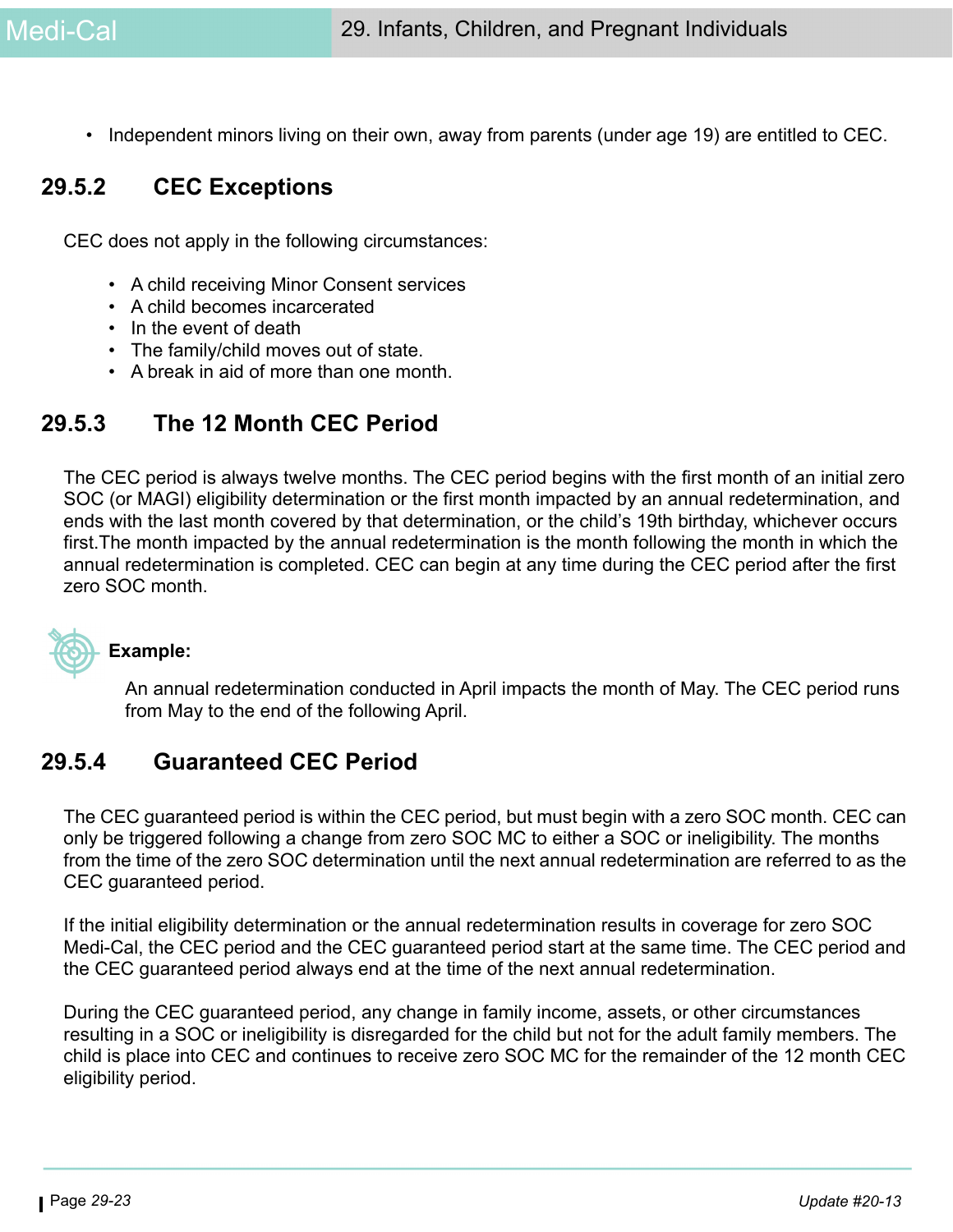- Independent minors living on their own, away from parents (under age 19) are entitled to CEC.

## 29.5.2 CEC Exceptions

CEC does not apply in the following circumstances:

- A child receiving Minor Consent services
- A child becomes incarcerated
- In the event of death
- The family/child moves out of state.
- A break in aid of more than one month.

## 29.5.3 The 12 Month CEC Period

The CEC period is always twelve months. The CEC period begins with the first month of an initial zero SOC (or MAGI) eligibility determination or the first month impacted by an annual redetermination, and ends with the last month covered by that determination, or the child's 19th birthday, whichever occurs first.The month impacted by the annual redetermination is the month following the month in which the annual redetermination is completed. CEC can begin at any time during the CEC period after the first zero SOC month.

**Example:**

An annual redetermination conducted in April impacts the month of May. The CEC period runs from May to the end of the following April.

## 29.5.4 Guaranteed CEC Period

The CEC guaranteed period is within the CEC period, but must begin with a zero SOC month. CEC can only be triggered following a change from zero SOC MC to either a SOC or ineligibility. The months from the time of the zero SOC determination until the next annual redetermination are referred to as the CEC guaranteed period.

If the initial eligibility determination or the annual redetermination results in coverage for zero SOC Medi-Cal, the CEC period and the CEC guaranteed period start at the same time. The CEC period and the CEC guaranteed period always end at the time of the next annual redetermination.

During the CEC guaranteed period, any change in family income, assets, or other circumstances resulting in a SOC or ineligibility is disregarded for the child but not for the adult family members. The child is place into CEC and continues to receive zero SOC MC for the remainder of the 12 month CEC eligibility period.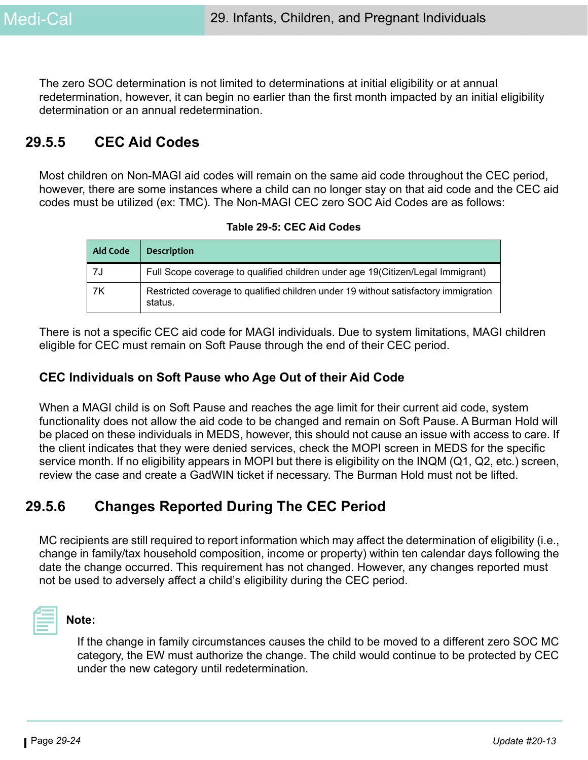The zero SOC determination is not limited to determinations at initial eligibility or at annual redetermination, however, it can begin no earlier than the first month impacted by an initial eligibility determination or an annual redetermination.

## 29.5.5 CEC Aid Codes

Most children on Non-MAGI aid codes will remain on the same aid code throughout the CEC period, however, there are some instances where a child can no longer stay on that aid code and the CEC aid codes must be utilized (ex: TMC). The Non-MAGI CEC zero SOC Aid Codes are as follows:

**Table 29-5: CEC Aid Codes**

| Aid Code | Description |
|---|---|
| 7J | Full Scope coverage to qualified children under age 19(Citizen/Legal Immigrant) |
| 7K | Restricted coverage to qualified children under 19 without satisfactory immigration status. |

There is not a specific CEC aid code for MAGI individuals. Due to system limitations, MAGI children eligible for CEC must remain on Soft Pause through the end of their CEC period.

### CEC Individuals on Soft Pause who Age Out of their Aid Code

When a MAGI child is on Soft Pause and reaches the age limit for their current aid code, system functionality does not allow the aid code to be changed and remain on Soft Pause. A Burman Hold will be placed on these individuals in MEDS, however, this should not cause an issue with access to care. If the client indicates that they were denied services, check the MOPI screen in MEDS for the specific service month. If no eligibility appears in MOPI but there is eligibility on the INQM (Q1, Q2, etc.) screen, review the case and create a GadWIN ticket if necessary. The Burman Hold must not be lifted.

## 29.5.6 Changes Reported During The CEC Period

MC recipients are still required to report information which may affect the determination of eligibility (i.e., change in family/tax household composition, income or property) within ten calendar days following the date the change occurred. This requirement has not changed. However, any changes reported must not be used to adversely affect a child's eligibility during the CEC period.

**Note:**

If the change in family circumstances causes the child to be moved to a different zero SOC MC category, the EW must authorize the change. The child would continue to be protected by CEC under the new category until redetermination.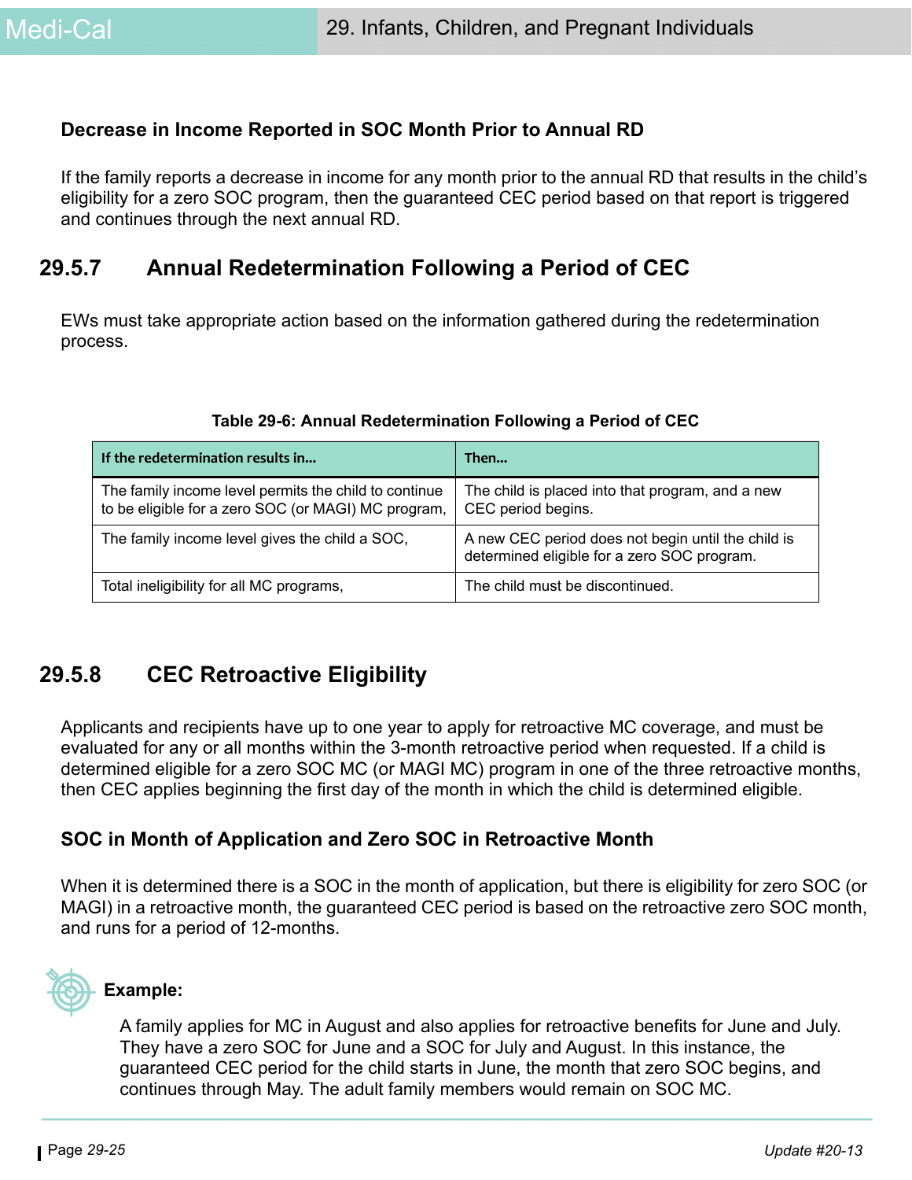### Decrease in Income Reported in SOC Month Prior to Annual RD

If the family reports a decrease in income for any month prior to the annual RD that results in the child's eligibility for a zero SOC program, then the guaranteed CEC period based on that report is triggered and continues through the next annual RD.

## 29.5.7 Annual Redetermination Following a Period of CEC

EWs must take appropriate action based on the information gathered during the redetermination process.

**Table 29-6: Annual Redetermination Following a Period of CEC**

| If the redetermination results in... | Then... |
|---|---|
| The family income level permits the child to continue to be eligible for a zero SOC (or MAGI) MC program, | The child is placed into that program, and a new CEC period begins. |
| The family income level gives the child a SOC, | A new CEC period does not begin until the child is determined eligible for a zero SOC program. |
| Total ineligibility for all MC programs, | The child must be discontinued. |

## 29.5.8 CEC Retroactive Eligibility

Applicants and recipients have up to one year to apply for retroactive MC coverage, and must be evaluated for any or all months within the 3-month retroactive period when requested. If a child is determined eligible for a zero SOC MC (or MAGI MC) program in one of the three retroactive months, then CEC applies beginning the first day of the month in which the child is determined eligible.

### SOC in Month of Application and Zero SOC in Retroactive Month

When it is determined there is a SOC in the month of application, but there is eligibility for zero SOC (or MAGI) in a retroactive month, the guaranteed CEC period is based on the retroactive zero SOC month, and runs for a period of 12-months.

**Example:**

A family applies for MC in August and also applies for retroactive benefits for June and July. They have a zero SOC for June and a SOC for July and August. In this instance, the guaranteed CEC period for the child starts in June, the month that zero SOC begins, and continues through May. The adult family members would remain on SOC MC.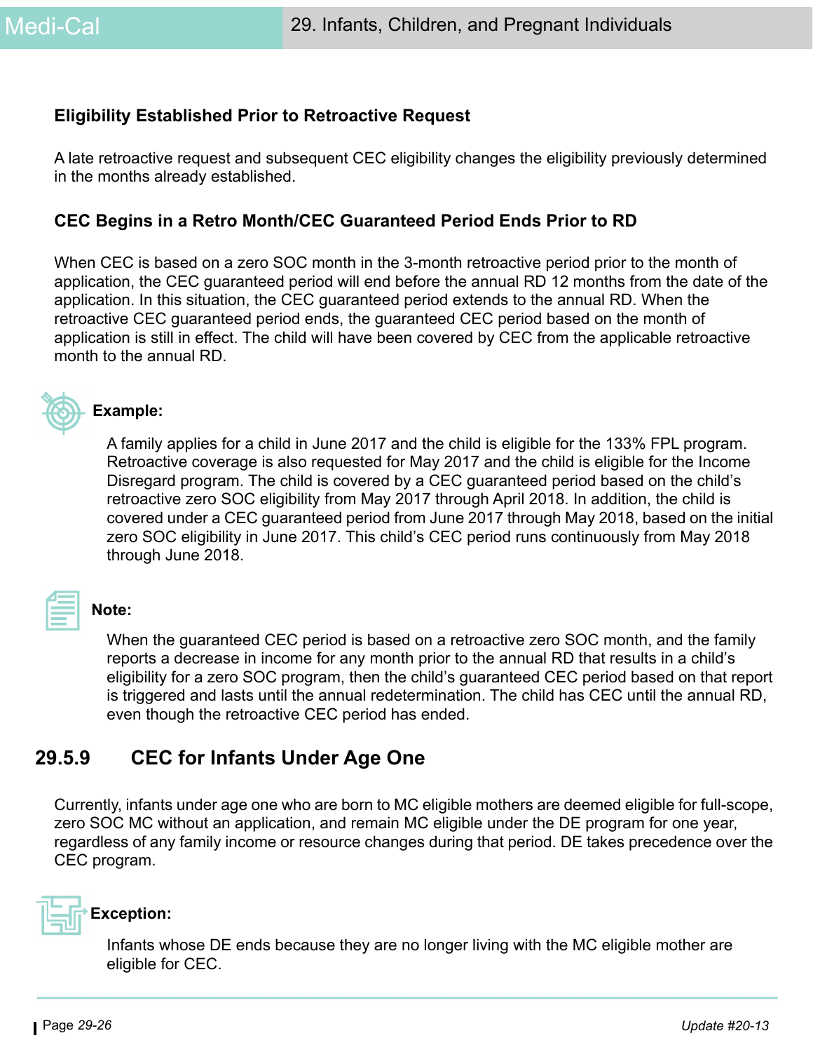### Eligibility Established Prior to Retroactive Request

A late retroactive request and subsequent CEC eligibility changes the eligibility previously determined in the months already established.

### CEC Begins in a Retro Month/CEC Guaranteed Period Ends Prior to RD

When CEC is based on a zero SOC month in the 3-month retroactive period prior to the month of application, the CEC guaranteed period will end before the annual RD 12 months from the date of the application. In this situation, the CEC guaranteed period extends to the annual RD. When the retroactive CEC guaranteed period ends, the guaranteed CEC period based on the month of application is still in effect. The child will have been covered by CEC from the applicable retroactive month to the annual RD.

**Example:**

A family applies for a child in June 2017 and the child is eligible for the 133% FPL program. Retroactive coverage is also requested for May 2017 and the child is eligible for the Income Disregard program. The child is covered by a CEC guaranteed period based on the child's retroactive zero SOC eligibility from May 2017 through April 2018. In addition, the child is covered under a CEC guaranteed period from June 2017 through May 2018, based on the initial zero SOC eligibility in June 2017. This child's CEC period runs continuously from May 2018 through June 2018.

**Note:**

When the guaranteed CEC period is based on a retroactive zero SOC month, and the family reports a decrease in income for any month prior to the annual RD that results in a child's eligibility for a zero SOC program, then the child's guaranteed CEC period based on that report is triggered and lasts until the annual redetermination. The child has CEC until the annual RD, even though the retroactive CEC period has ended.

## 29.5.9 CEC for Infants Under Age One

Currently, infants under age one who are born to MC eligible mothers are deemed eligible for full-scope, zero SOC MC without an application, and remain MC eligible under the DE program for one year, regardless of any family income or resource changes during that period. DE takes precedence over the CEC program.

**Exception:**

Infants whose DE ends because they are no longer living with the MC eligible mother are eligible for CEC.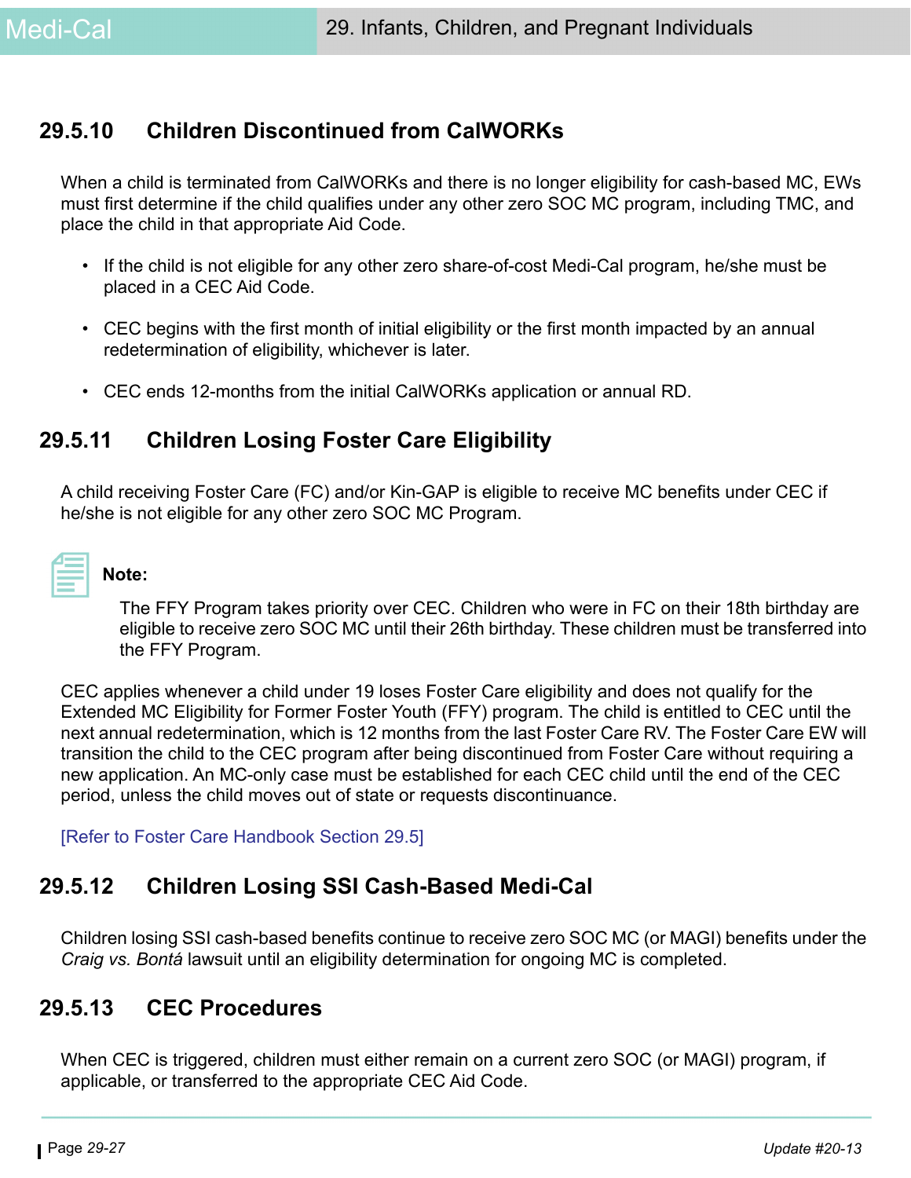## 29.5.10 Children Discontinued from CalWORKs

When a child is terminated from CalWORKs and there is no longer eligibility for cash-based MC, EWs must first determine if the child qualifies under any other zero SOC MC program, including TMC, and place the child in that appropriate Aid Code.

- If the child is not eligible for any other zero share-of-cost Medi-Cal program, he/she must be placed in a CEC Aid Code.
- CEC begins with the first month of initial eligibility or the first month impacted by an annual redetermination of eligibility, whichever is later.
- CEC ends 12-months from the initial CalWORKs application or annual RD.

## 29.5.11 Children Losing Foster Care Eligibility

A child receiving Foster Care (FC) and/or Kin-GAP is eligible to receive MC benefits under CEC if he/she is not eligible for any other zero SOC MC Program.

**Note:**

The FFY Program takes priority over CEC. Children who were in FC on their 18th birthday are eligible to receive zero SOC MC until their 26th birthday. These children must be transferred into the FFY Program.

CEC applies whenever a child under 19 loses Foster Care eligibility and does not qualify for the Extended MC Eligibility for Former Foster Youth (FFY) program. The child is entitled to CEC until the next annual redetermination, which is 12 months from the last Foster Care RV. The Foster Care EW will transition the child to the CEC program after being discontinued from Foster Care without requiring a new application. An MC-only case must be established for each CEC child until the end of the CEC period, unless the child moves out of state or requests discontinuance.

[Refer to Foster Care Handbook Section 29.5]

## 29.5.12 Children Losing SSI Cash-Based Medi-Cal

Children losing SSI cash-based benefits continue to receive zero SOC MC (or MAGI) benefits under the *Craig vs. Bontá* lawsuit until an eligibility determination for ongoing MC is completed.

## 29.5.13 CEC Procedures

When CEC is triggered, children must either remain on a current zero SOC (or MAGI) program, if applicable, or transferred to the appropriate CEC Aid Code.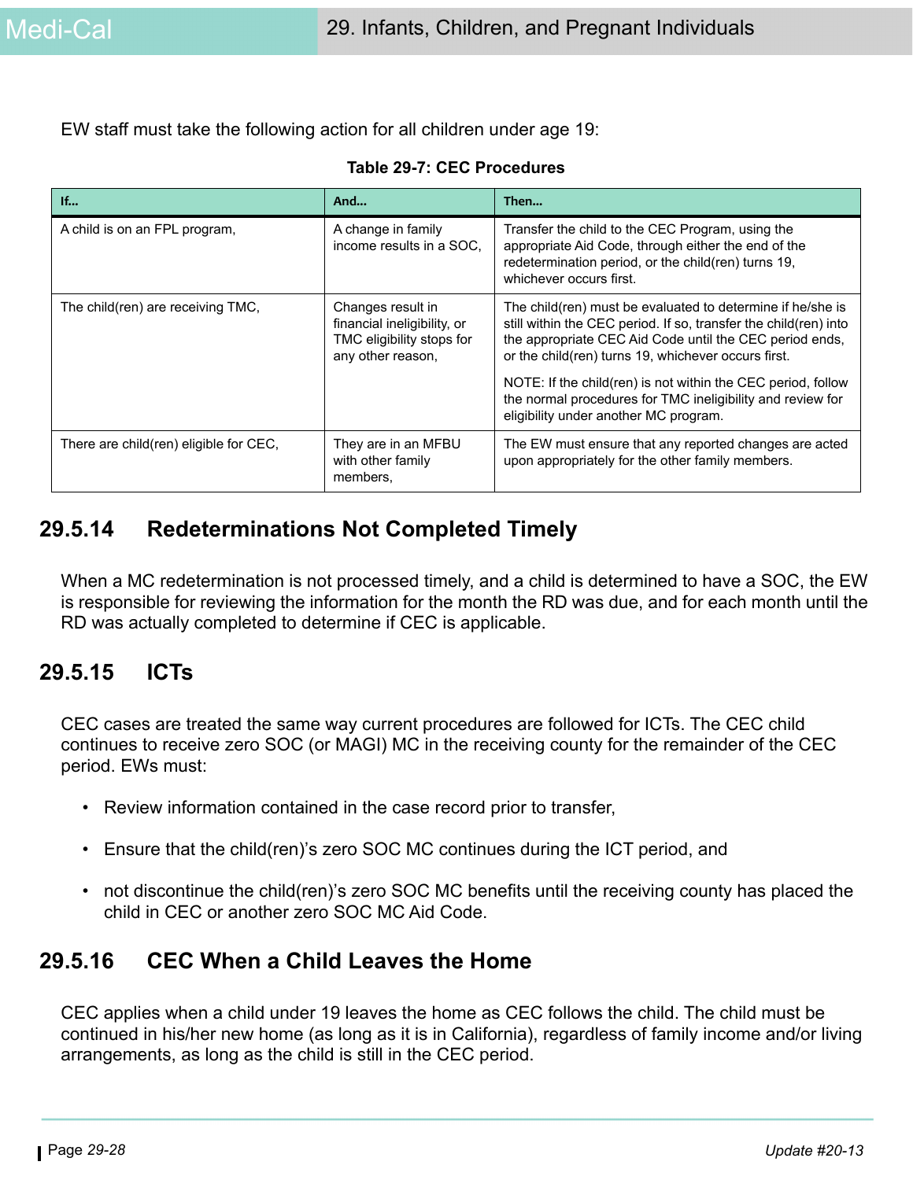EW staff must take the following action for all children under age 19:

**Table 29-7: CEC Procedures**

| If... | And... | Then... |
|---|---|---|
| A child is on an FPL program, | A change in family income results in a SOC, | Transfer the child to the CEC Program, using the appropriate Aid Code, through either the end of the redetermination period, or the child(ren) turns 19, whichever occurs first. |
| The child(ren) are receiving TMC, | Changes result in financial ineligibility, or TMC eligibility stops for any other reason, | The child(ren) must be evaluated to determine if he/she is still within the CEC period. If so, transfer the child(ren) into the appropriate CEC Aid Code until the CEC period ends, or the child(ren) turns 19, whichever occurs first.<br><br>NOTE: If the child(ren) is not within the CEC period, follow the normal procedures for TMC ineligibility and review for eligibility under another MC program. |
| There are child(ren) eligible for CEC, | They are in an MFBU with other family members, | The EW must ensure that any reported changes are acted upon appropriately for the other family members. |

## 29.5.14 Redeterminations Not Completed Timely

When a MC redetermination is not processed timely, and a child is determined to have a SOC, the EW is responsible for reviewing the information for the month the RD was due, and for each month until the RD was actually completed to determine if CEC is applicable.

## 29.5.15 ICTs

CEC cases are treated the same way current procedures are followed for ICTs. The CEC child continues to receive zero SOC (or MAGI) MC in the receiving county for the remainder of the CEC period. EWs must:

- Review information contained in the case record prior to transfer,
- Ensure that the child(ren)'s zero SOC MC continues during the ICT period, and
- not discontinue the child(ren)'s zero SOC MC benefits until the receiving county has placed the child in CEC or another zero SOC MC Aid Code.

## 29.5.16 CEC When a Child Leaves the Home

CEC applies when a child under 19 leaves the home as CEC follows the child. The child must be continued in his/her new home (as long as it is in California), regardless of family income and/or living arrangements, as long as the child is still in the CEC period.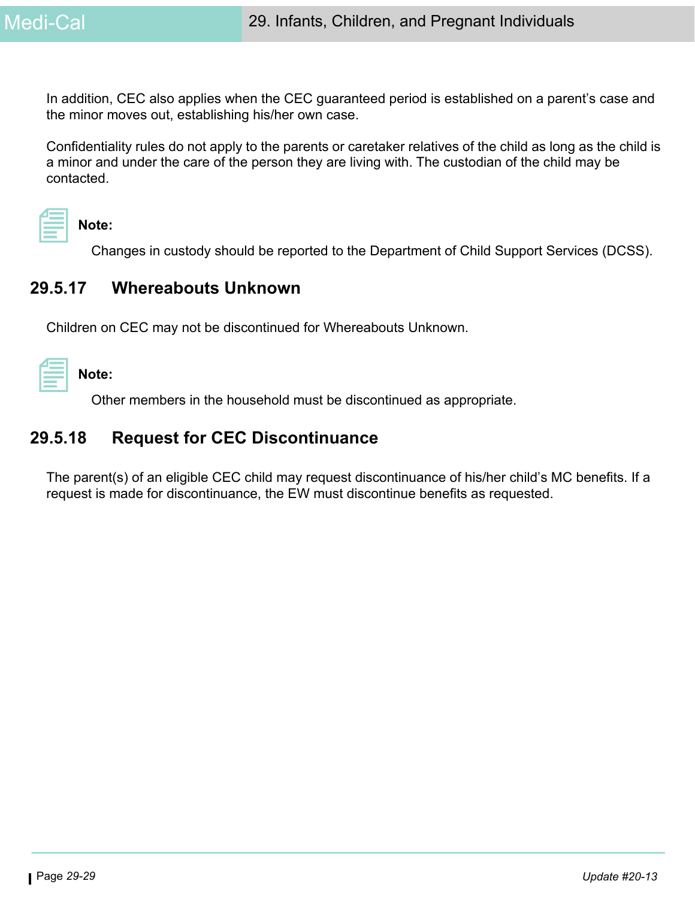In addition, CEC also applies when the CEC guaranteed period is established on a parent's case and the minor moves out, establishing his/her own case.

Confidentiality rules do not apply to the parents or caretaker relatives of the child as long as the child is a minor and under the care of the person they are living with. The custodian of the child may be contacted.

**Note:**

Changes in custody should be reported to the Department of Child Support Services (DCSS).

## 29.5.17 Whereabouts Unknown

Children on CEC may not be discontinued for Whereabouts Unknown.

**Note:**

Other members in the household must be discontinued as appropriate.

## 29.5.18 Request for CEC Discontinuance

The parent(s) of an eligible CEC child may request discontinuance of his/her child's MC benefits. If a request is made for discontinuance, the EW must discontinue benefits as requested.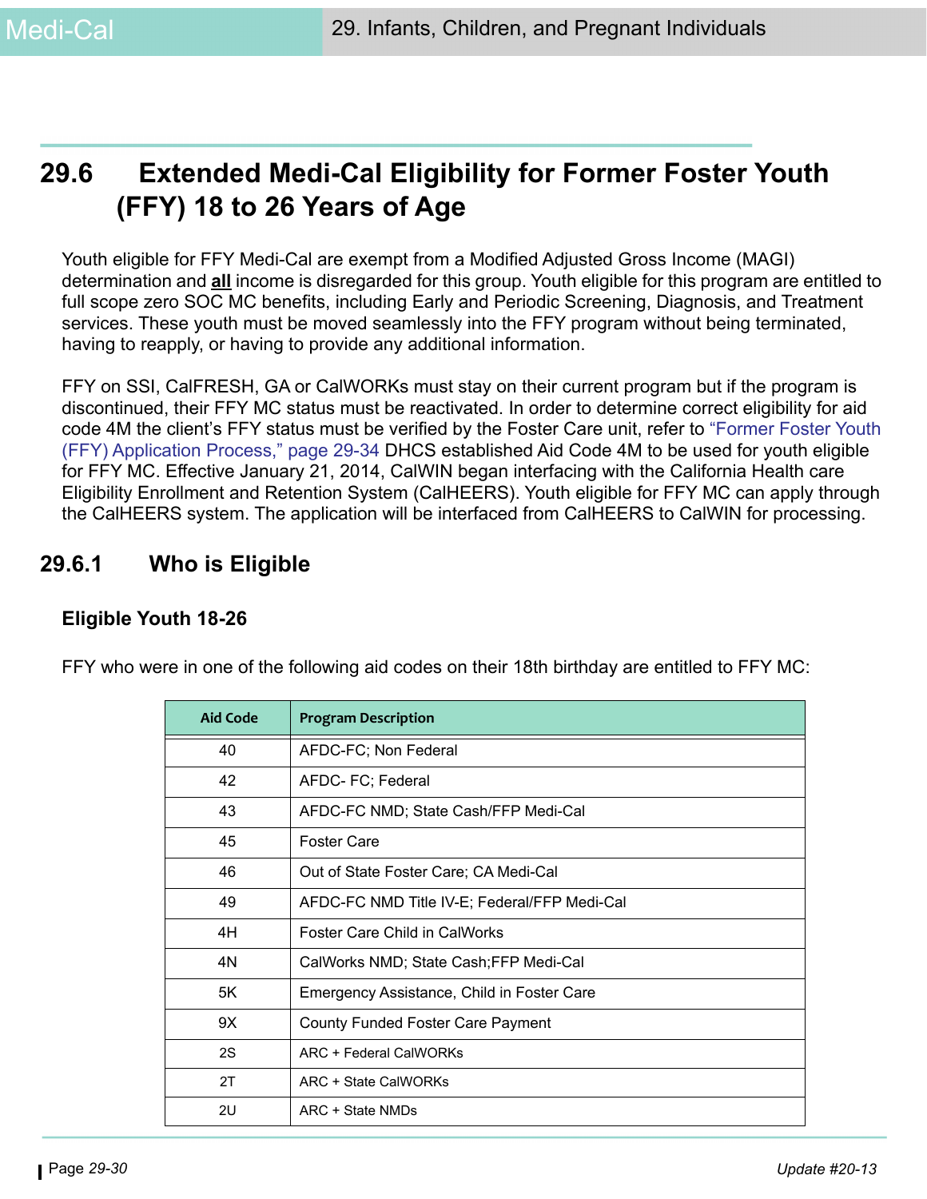## 29.6 Extended Medi-Cal Eligibility for Former Foster Youth (FFY) 18 to 26 Years of Age

Youth eligible for FFY Medi-Cal are exempt from a Modified Adjusted Gross Income (MAGI) determination and **all** income is disregarded for this group. Youth eligible for this program are entitled to full scope zero SOC MC benefits, including Early and Periodic Screening, Diagnosis, and Treatment services. These youth must be moved seamlessly into the FFY program without being terminated, having to reapply, or having to provide any additional information.

FFY on SSI, CalFRESH, GA or CalWORKs must stay on their current program but if the program is discontinued, their FFY MC status must be reactivated. In order to determine correct eligibility for aid code 4M the client's FFY status must be verified by the Foster Care unit, refer to "Former Foster Youth (FFY) Application Process," page 29-34 DHCS established Aid Code 4M to be used for youth eligible for FFY MC. Effective January 21, 2014, CalWIN began interfacing with the California Health care Eligibility Enrollment and Retention System (CalHEERS). Youth eligible for FFY MC can apply through the CalHEERS system. The application will be interfaced from CalHEERS to CalWIN for processing.

### 29.6.1 Who is Eligible

#### Eligible Youth 18-26

FFY who were in one of the following aid codes on their 18th birthday are entitled to FFY MC:

| Aid Code | Program Description |
|---|---|
| 40 | AFDC-FC; Non Federal |
| 42 | AFDC- FC; Federal |
| 43 | AFDC-FC NMD; State Cash/FFP Medi-Cal |
| 45 | Foster Care |
| 46 | Out of State Foster Care; CA Medi-Cal |
| 49 | AFDC-FC NMD Title IV-E; Federal/FFP Medi-Cal |
| 4H | Foster Care Child in CalWorks |
| 4N | CalWorks NMD; State Cash;FFP Medi-Cal |
| 5K | Emergency Assistance, Child in Foster Care |
| 9X | County Funded Foster Care Payment |
| 2S | ARC + Federal CalWORKs |
| 2T | ARC + State CalWORKs |
| 2U | ARC + State NMDs |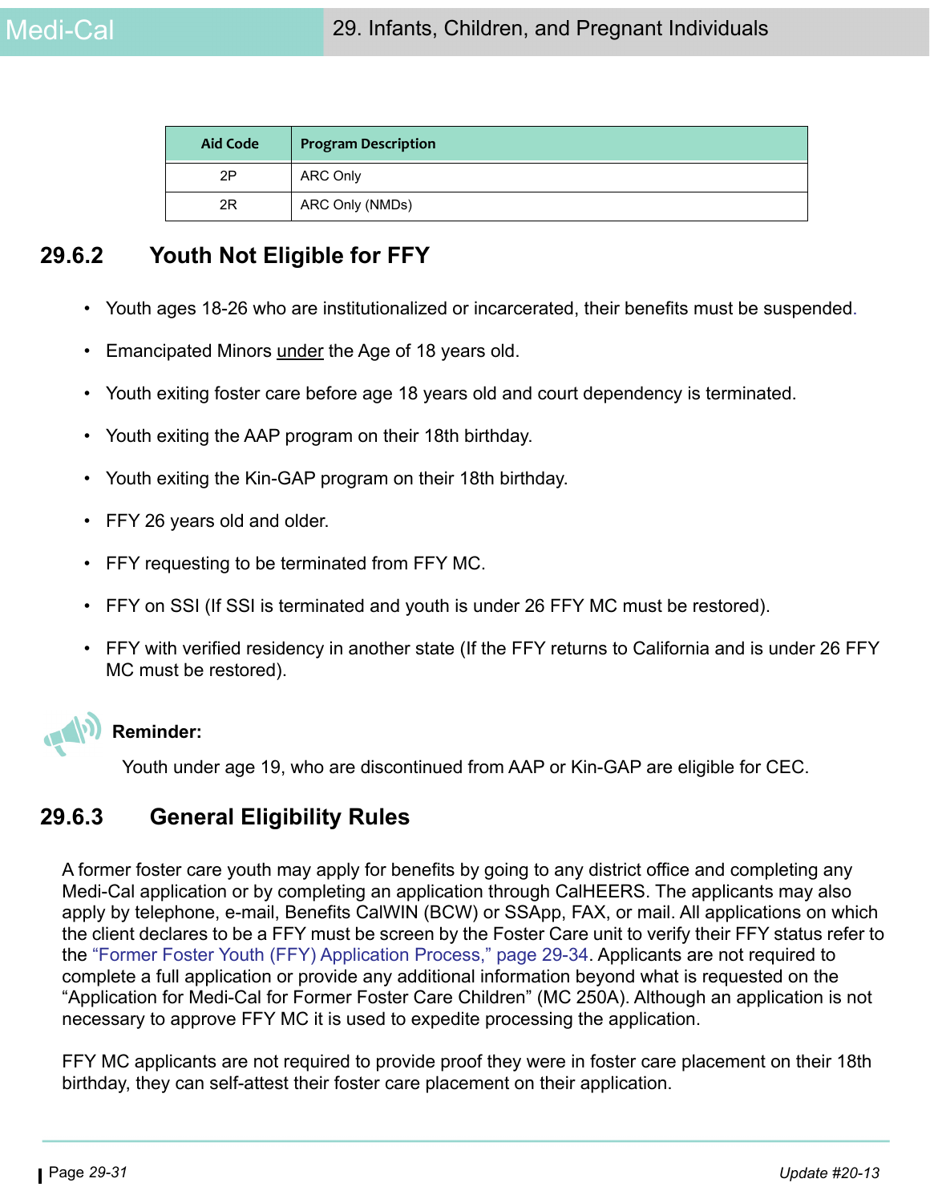| Aid Code | Program Description |
| --- | --- |
| 2P | ARC Only |
| 2R | ARC Only (NMDs) |

## 29.6.2 Youth Not Eligible for FFY

- Youth ages 18-26 who are institutionalized or incarcerated, their benefits must be suspended.
- Emancipated Minors under the Age of 18 years old.
- Youth exiting foster care before age 18 years old and court dependency is terminated.
- Youth exiting the AAP program on their 18th birthday.
- Youth exiting the Kin-GAP program on their 18th birthday.
- FFY 26 years old and older.
- FFY requesting to be terminated from FFY MC.
- FFY on SSI (If SSI is terminated and youth is under 26 FFY MC must be restored).
- FFY with verified residency in another state (If the FFY returns to California and is under 26 FFY MC must be restored).

**Reminder:**

Youth under age 19, who are discontinued from AAP or Kin-GAP are eligible for CEC.

## 29.6.3 General Eligibility Rules

A former foster care youth may apply for benefits by going to any district office and completing any Medi-Cal application or by completing an application through CalHEERS. The applicants may also apply by telephone, e-mail, Benefits CalWIN (BCW) or SSApp, FAX, or mail. All applications on which the client declares to be a FFY must be screen by the Foster Care unit to verify their FFY status refer to the "Former Foster Youth (FFY) Application Process," page 29-34. Applicants are not required to complete a full application or provide any additional information beyond what is requested on the "Application for Medi-Cal for Former Foster Care Children" (MC 250A). Although an application is not necessary to approve FFY MC it is used to expedite processing the application.

FFY MC applicants are not required to provide proof they were in foster care placement on their 18th birthday, they can self-attest their foster care placement on their application.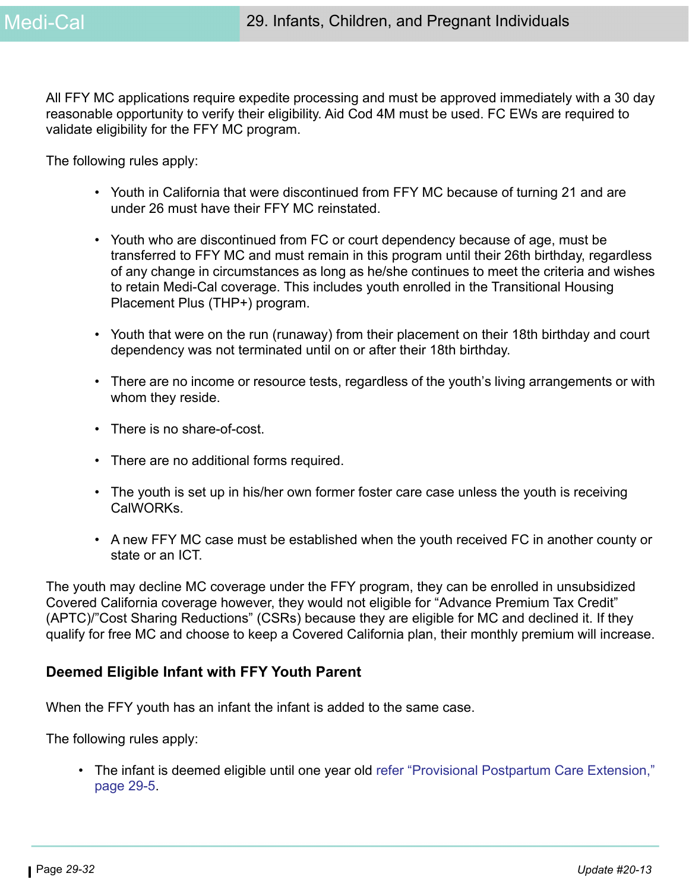All FFY MC applications require expedite processing and must be approved immediately with a 30 day reasonable opportunity to verify their eligibility. Aid Cod 4M must be used. FC EWs are required to validate eligibility for the FFY MC program.

The following rules apply:

- Youth in California that were discontinued from FFY MC because of turning 21 and are under 26 must have their FFY MC reinstated.
- Youth who are discontinued from FC or court dependency because of age, must be transferred to FFY MC and must remain in this program until their 26th birthday, regardless of any change in circumstances as long as he/she continues to meet the criteria and wishes to retain Medi-Cal coverage. This includes youth enrolled in the Transitional Housing Placement Plus (THP+) program.
- Youth that were on the run (runaway) from their placement on their 18th birthday and court dependency was not terminated until on or after their 18th birthday.
- There are no income or resource tests, regardless of the youth's living arrangements or with whom they reside.
- There is no share-of-cost.
- There are no additional forms required.
- The youth is set up in his/her own former foster care case unless the youth is receiving CalWORKs.
- A new FFY MC case must be established when the youth received FC in another county or state or an ICT.

The youth may decline MC coverage under the FFY program, they can be enrolled in unsubsidized Covered California coverage however, they would not eligible for "Advance Premium Tax Credit" (APTC)/"Cost Sharing Reductions" (CSRs) because they are eligible for MC and declined it. If they qualify for free MC and choose to keep a Covered California plan, their monthly premium will increase.

### Deemed Eligible Infant with FFY Youth Parent

When the FFY youth has an infant the infant is added to the same case.

The following rules apply:

- The infant is deemed eligible until one year old refer "Provisional Postpartum Care Extension," page 29-5.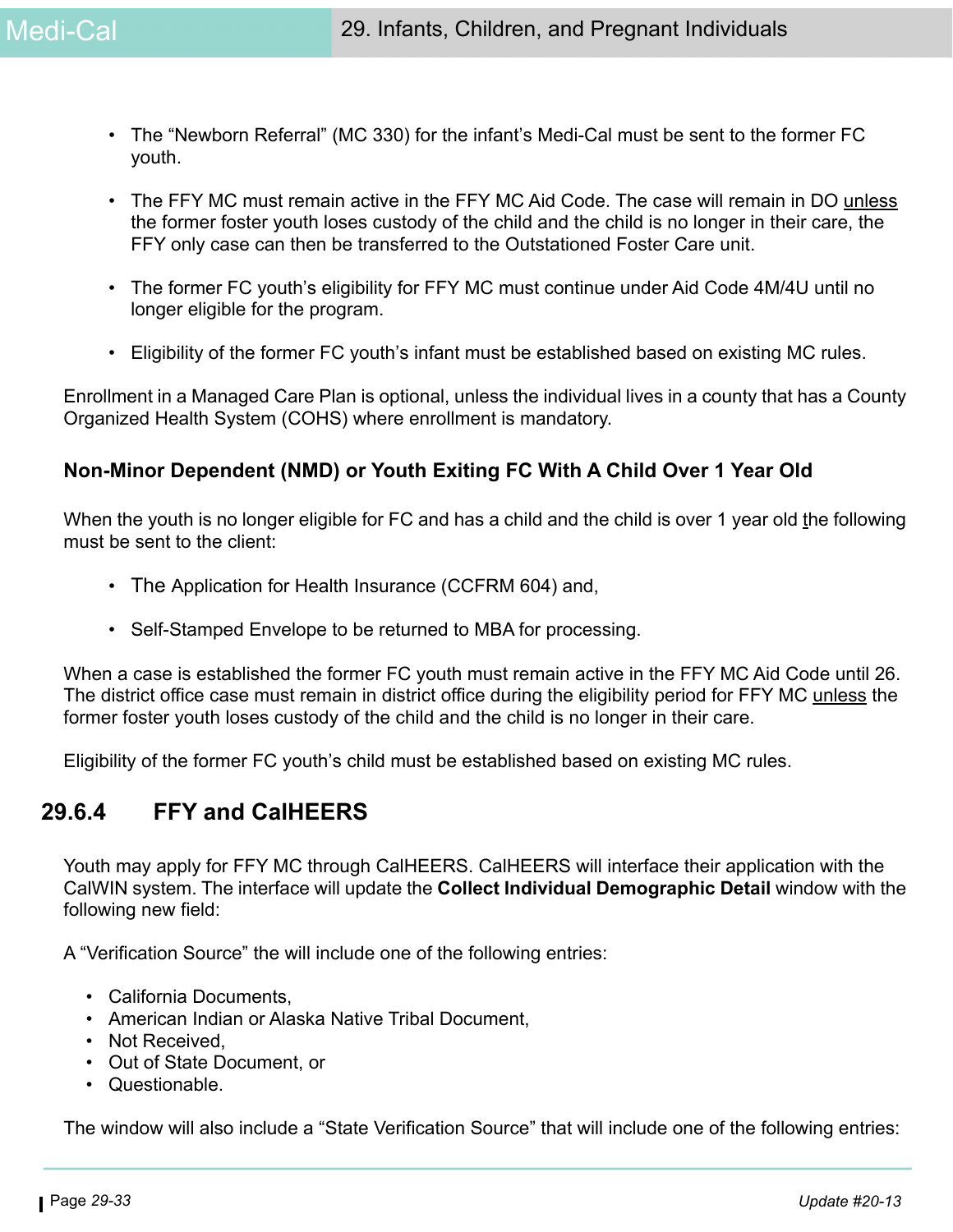- The "Newborn Referral" (MC 330) for the infant's Medi-Cal must be sent to the former FC youth.

- The FFY MC must remain active in the FFY MC Aid Code. The case will remain in DO unless the former foster youth loses custody of the child and the child is no longer in their care, the FFY only case can then be transferred to the Outstationed Foster Care unit.

- The former FC youth's eligibility for FFY MC must continue under Aid Code 4M/4U until no longer eligible for the program.

- Eligibility of the former FC youth's infant must be established based on existing MC rules.

Enrollment in a Managed Care Plan is optional, unless the individual lives in a county that has a County Organized Health System (COHS) where enrollment is mandatory.

### Non-Minor Dependent (NMD) or Youth Exiting FC With A Child Over 1 Year Old

When the youth is no longer eligible for FC and has a child and the child is over 1 year old the following must be sent to the client:

- The Application for Health Insurance (CCFRM 604) and,

- Self-Stamped Envelope to be returned to MBA for processing.

When a case is established the former FC youth must remain active in the FFY MC Aid Code until 26. The district office case must remain in district office during the eligibility period for FFY MC unless the former foster youth loses custody of the child and the child is no longer in their care.

Eligibility of the former FC youth's child must be established based on existing MC rules.

## 29.6.4 FFY and CalHEERS

Youth may apply for FFY MC through CalHEERS. CalHEERS will interface their application with the CalWIN system. The interface will update the **Collect Individual Demographic Detail** window with the following new field:

A "Verification Source" the will include one of the following entries:

- California Documents,
- American Indian or Alaska Native Tribal Document,
- Not Received,
- Out of State Document, or
- Questionable.

The window will also include a "State Verification Source" that will include one of the following entries: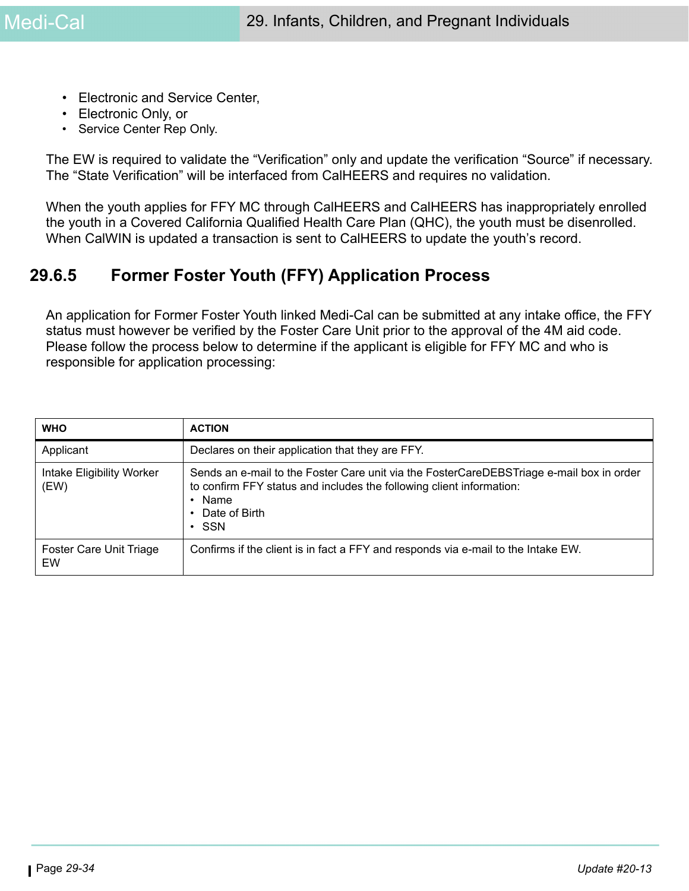- Electronic and Service Center,
- Electronic Only, or
- Service Center Rep Only.

The EW is required to validate the “Verification” only and update the verification “Source” if necessary. The “State Verification” will be interfaced from CalHEERS and requires no validation.

When the youth applies for FFY MC through CalHEERS and CalHEERS has inappropriately enrolled the youth in a Covered California Qualified Health Care Plan (QHC), the youth must be disenrolled. When CalWIN is updated a transaction is sent to CalHEERS to update the youth’s record.

## 29.6.5 Former Foster Youth (FFY) Application Process

An application for Former Foster Youth linked Medi-Cal can be submitted at any intake office, the FFY status must however be verified by the Foster Care Unit prior to the approval of the 4M aid code. Please follow the process below to determine if the applicant is eligible for FFY MC and who is responsible for application processing:

| WHO | ACTION |
|---|---|
| Applicant | Declares on their application that they are FFY. |
| Intake Eligibility Worker (EW) | Sends an e-mail to the Foster Care unit via the FosterCareDEBSTriage e-mail box in order to confirm FFY status and includes the following client information:<br>• Name<br>• Date of Birth<br>• SSN |
| Foster Care Unit Triage EW | Confirms if the client is in fact a FFY and responds via e-mail to the Intake EW. |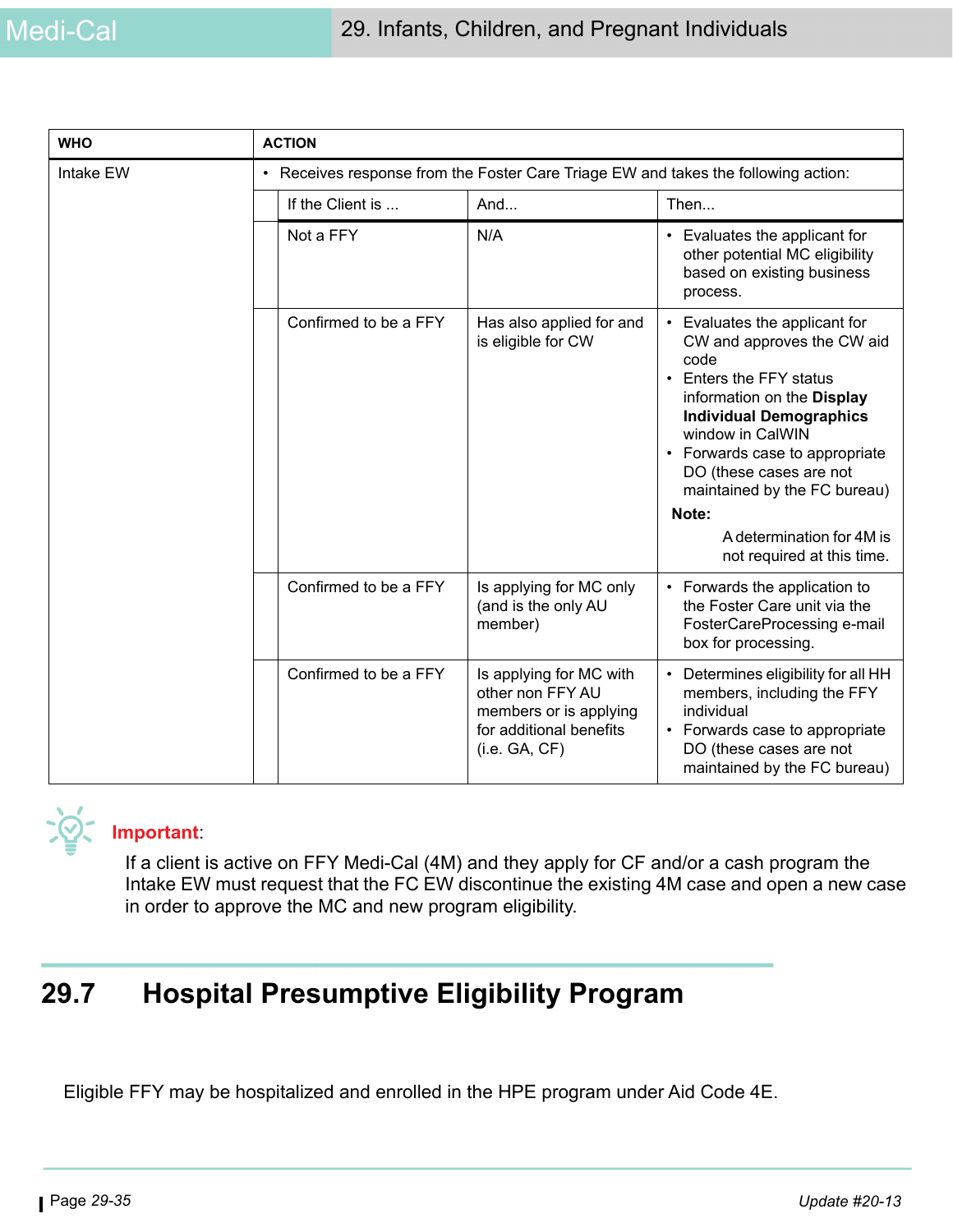| WHO | ACTION | | |
|---|---|---|---|
| Intake EW | • Receives response from the Foster Care Triage EW and takes the following action: | | |
| | **If the Client is ...** | **And...** | **Then...** |
| | Not a FFY | N/A | • Evaluates the applicant for other potential MC eligibility based on existing business process. |
| | Confirmed to be a FFY | Has also applied for and is eligible for CW | • Evaluates the applicant for CW and approves the CW aid code<br>• Enters the FFY status information on the **Display Individual Demographics** window in CalWIN<br>• Forwards case to appropriate DO (these cases are not maintained by the FC bureau)<br>**Note:**<br>A determination for 4M is not required at this time. |
| | Confirmed to be a FFY | Is applying for MC only (and is the only AU member) | • Forwards the application to the Foster Care unit via the FosterCareProcessing e-mail box for processing. |
| | Confirmed to be a FFY | Is applying for MC with other non FFY AU members or is applying for additional benefits (i.e. GA, CF) | • Determines eligibility for all HH members, including the FFY individual<br>• Forwards case to appropriate DO (these cases are not maintained by the FC bureau) |

**Important**:

If a client is active on FFY Medi-Cal (4M) and they apply for CF and/or a cash program the Intake EW must request that the FC EW discontinue the existing 4M case and open a new case in order to approve the MC and new program eligibility.

## 29.7 Hospital Presumptive Eligibility Program

Eligible FFY may be hospitalized and enrolled in the HPE program under Aid Code 4E.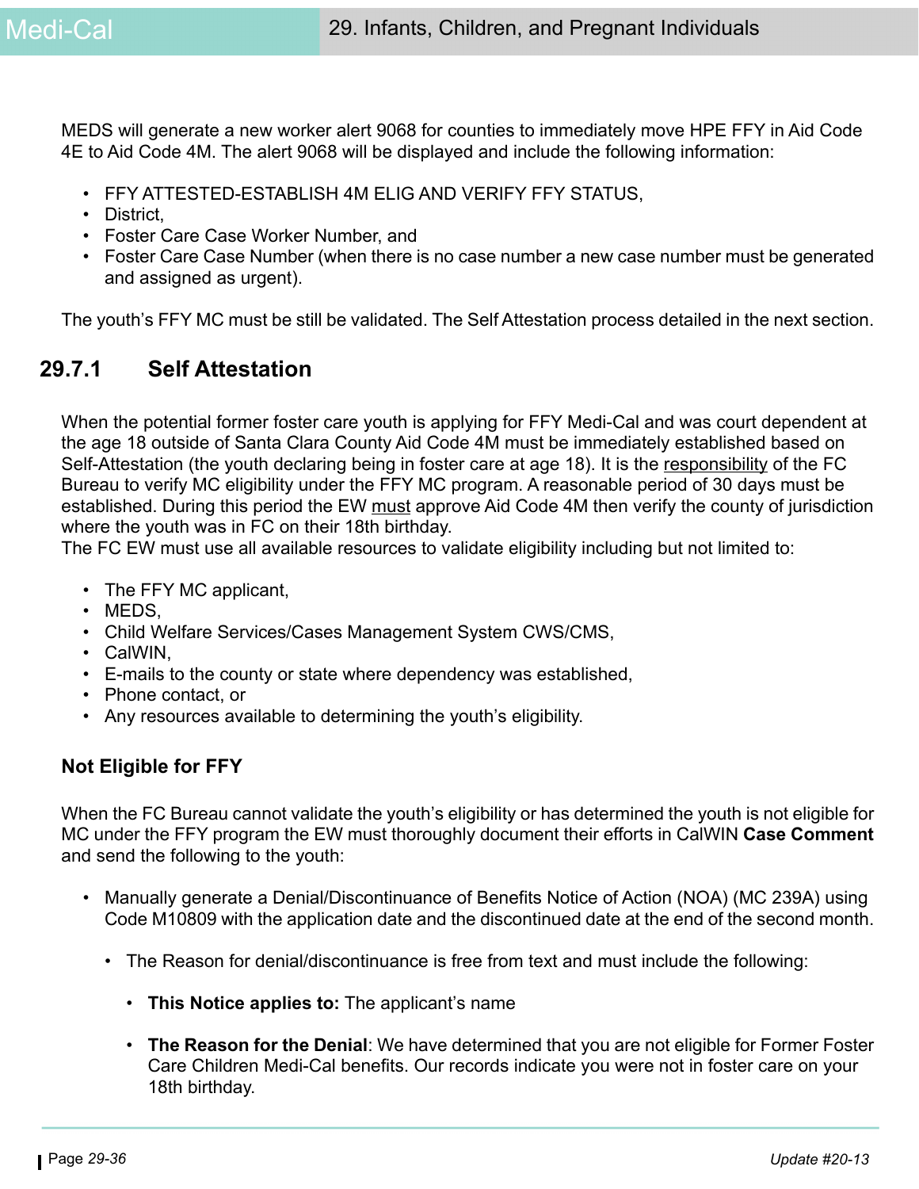MEDS will generate a new worker alert 9068 for counties to immediately move HPE FFY in Aid Code 4E to Aid Code 4M. The alert 9068 will be displayed and include the following information:

- FFY ATTESTED-ESTABLISH 4M ELIG AND VERIFY FFY STATUS,
- District,
- Foster Care Case Worker Number, and
- Foster Care Case Number (when there is no case number a new case number must be generated and assigned as urgent).

The youth's FFY MC must be still be validated. The Self Attestation process detailed in the next section.

## 29.7.1 Self Attestation

When the potential former foster care youth is applying for FFY Medi-Cal and was court dependent at the age 18 outside of Santa Clara County Aid Code 4M must be immediately established based on Self-Attestation (the youth declaring being in foster care at age 18). It is the responsibility of the FC Bureau to verify MC eligibility under the FFY MC program. A reasonable period of 30 days must be established. During this period the EW must approve Aid Code 4M then verify the county of jurisdiction where the youth was in FC on their 18th birthday.
The FC EW must use all available resources to validate eligibility including but not limited to:

- The FFY MC applicant,
- MEDS,
- Child Welfare Services/Cases Management System CWS/CMS,
- CalWIN,
- E-mails to the county or state where dependency was established,
- Phone contact, or
- Any resources available to determining the youth's eligibility.

### Not Eligible for FFY

When the FC Bureau cannot validate the youth's eligibility or has determined the youth is not eligible for MC under the FFY program the EW must thoroughly document their efforts in CalWIN **Case Comment** and send the following to the youth:

- Manually generate a Denial/Discontinuance of Benefits Notice of Action (NOA) (MC 239A) using Code M10809 with the application date and the discontinued date at the end of the second month.
  - The Reason for denial/discontinuance is free from text and must include the following:
    - **This Notice applies to:** The applicant's name
    - **The Reason for the Denial**: We have determined that you are not eligible for Former Foster Care Children Medi-Cal benefits. Our records indicate you were not in foster care on your 18th birthday.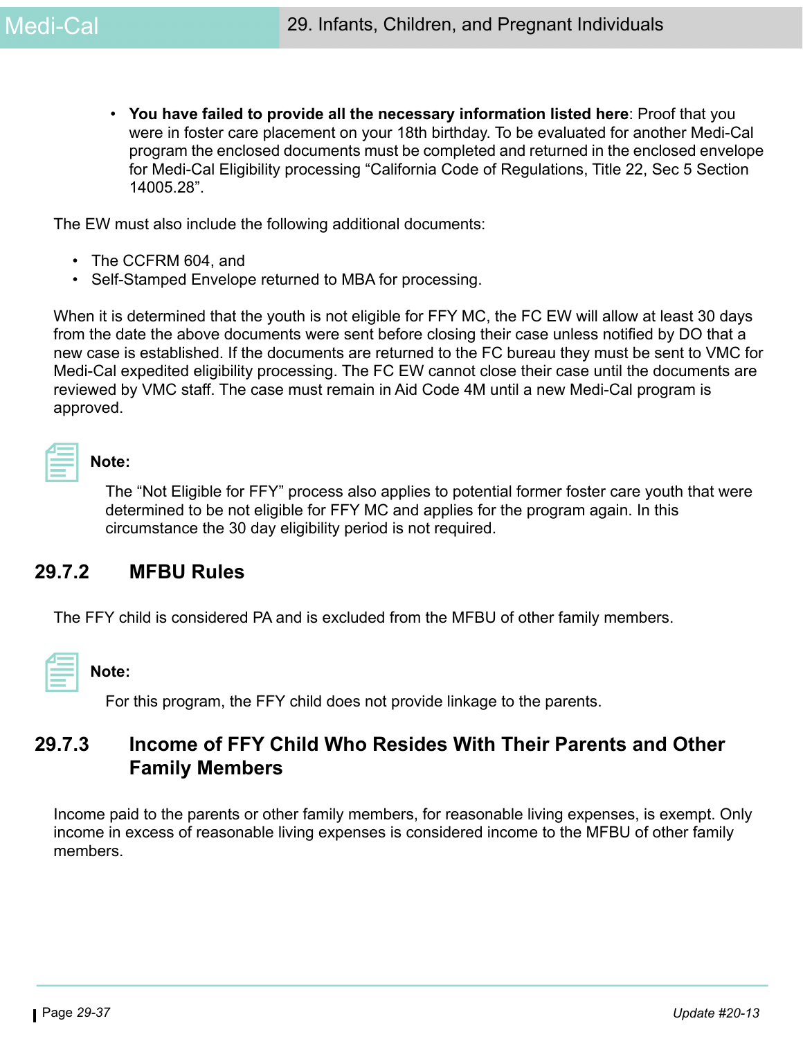- **You have failed to provide all the necessary information listed here**: Proof that you were in foster care placement on your 18th birthday. To be evaluated for another Medi-Cal program the enclosed documents must be completed and returned in the enclosed envelope for Medi-Cal Eligibility processing “California Code of Regulations, Title 22, Sec 5 Section 14005.28”.

The EW must also include the following additional documents:

- The CCFRM 604, and
- Self-Stamped Envelope returned to MBA for processing.

When it is determined that the youth is not eligible for FFY MC, the FC EW will allow at least 30 days from the date the above documents were sent before closing their case unless notified by DO that a new case is established. If the documents are returned to the FC bureau they must be sent to VMC for Medi-Cal expedited eligibility processing. The FC EW cannot close their case until the documents are reviewed by VMC staff. The case must remain in Aid Code 4M until a new Medi-Cal program is approved.

**Note:**

The “Not Eligible for FFY” process also applies to potential former foster care youth that were determined to be not eligible for FFY MC and applies for the program again. In this circumstance the 30 day eligibility period is not required.

## 29.7.2 MFBU Rules

The FFY child is considered PA and is excluded from the MFBU of other family members.

**Note:**

For this program, the FFY child does not provide linkage to the parents.

## 29.7.3 Income of FFY Child Who Resides With Their Parents and Other Family Members

Income paid to the parents or other family members, for reasonable living expenses, is exempt. Only income in excess of reasonable living expenses is considered income to the MFBU of other family members.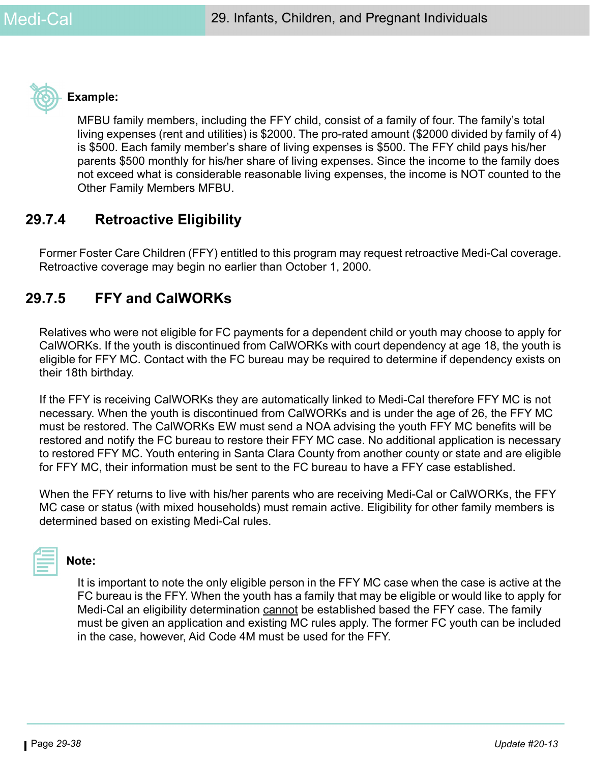**Example:**

MFBU family members, including the FFY child, consist of a family of four. The family's total living expenses (rent and utilities) is $2000. The pro-rated amount ($2000 divided by family of 4) is $500. Each family member's share of living expenses is $500. The FFY child pays his/her parents $500 monthly for his/her share of living expenses. Since the income to the family does not exceed what is considerable reasonable living expenses, the income is NOT counted to the Other Family Members MFBU.

## 29.7.4 Retroactive Eligibility

Former Foster Care Children (FFY) entitled to this program may request retroactive Medi-Cal coverage. Retroactive coverage may begin no earlier than October 1, 2000.

## 29.7.5 FFY and CalWORKs

Relatives who were not eligible for FC payments for a dependent child or youth may choose to apply for CalWORKs. If the youth is discontinued from CalWORKs with court dependency at age 18, the youth is eligible for FFY MC. Contact with the FC bureau may be required to determine if dependency exists on their 18th birthday.

If the FFY is receiving CalWORKs they are automatically linked to Medi-Cal therefore FFY MC is not necessary. When the youth is discontinued from CalWORKs and is under the age of 26, the FFY MC must be restored. The CalWORKs EW must send a NOA advising the youth FFY MC benefits will be restored and notify the FC bureau to restore their FFY MC case. No additional application is necessary to restored FFY MC. Youth entering in Santa Clara County from another county or state and are eligible for FFY MC, their information must be sent to the FC bureau to have a FFY case established.

When the FFY returns to live with his/her parents who are receiving Medi-Cal or CalWORKs, the FFY MC case or status (with mixed households) must remain active. Eligibility for other family members is determined based on existing Medi-Cal rules.

**Note:**

It is important to note the only eligible person in the FFY MC case when the case is active at the FC bureau is the FFY. When the youth has a family that may be eligible or would like to apply for Medi-Cal an eligibility determination cannot be established based the FFY case. The family must be given an application and existing MC rules apply. The former FC youth can be included in the case, however, Aid Code 4M must be used for the FFY.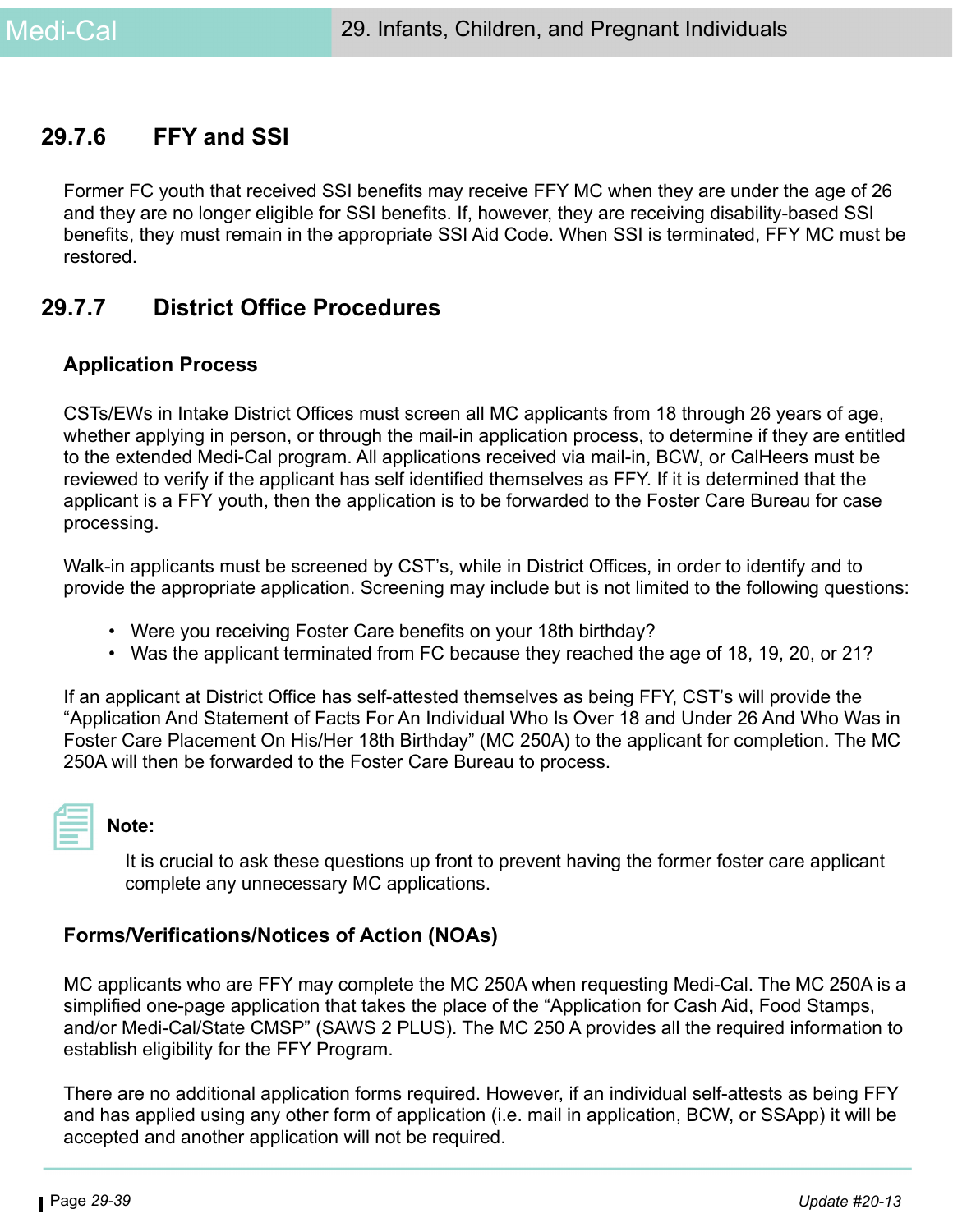## 29.7.6 FFY and SSI

Former FC youth that received SSI benefits may receive FFY MC when they are under the age of 26 and they are no longer eligible for SSI benefits. If, however, they are receiving disability-based SSI benefits, they must remain in the appropriate SSI Aid Code. When SSI is terminated, FFY MC must be restored.

## 29.7.7 District Office Procedures

### Application Process

CSTs/EWs in Intake District Offices must screen all MC applicants from 18 through 26 years of age, whether applying in person, or through the mail-in application process, to determine if they are entitled to the extended Medi-Cal program. All applications received via mail-in, BCW, or CalHeers must be reviewed to verify if the applicant has self identified themselves as FFY. If it is determined that the applicant is a FFY youth, then the application is to be forwarded to the Foster Care Bureau for case processing.

Walk-in applicants must be screened by CST's, while in District Offices, in order to identify and to provide the appropriate application. Screening may include but is not limited to the following questions:

- Were you receiving Foster Care benefits on your 18th birthday?
- Was the applicant terminated from FC because they reached the age of 18, 19, 20, or 21?

If an applicant at District Office has self-attested themselves as being FFY, CST's will provide the "Application And Statement of Facts For An Individual Who Is Over 18 and Under 26 And Who Was in Foster Care Placement On His/Her 18th Birthday" (MC 250A) to the applicant for completion. The MC 250A will then be forwarded to the Foster Care Bureau to process.

**Note:**

It is crucial to ask these questions up front to prevent having the former foster care applicant complete any unnecessary MC applications.

### Forms/Verifications/Notices of Action (NOAs)

MC applicants who are FFY may complete the MC 250A when requesting Medi-Cal. The MC 250A is a simplified one-page application that takes the place of the "Application for Cash Aid, Food Stamps, and/or Medi-Cal/State CMSP" (SAWS 2 PLUS). The MC 250 A provides all the required information to establish eligibility for the FFY Program.

There are no additional application forms required. However, if an individual self-attests as being FFY and has applied using any other form of application (i.e. mail in application, BCW, or SSApp) it will be accepted and another application will not be required.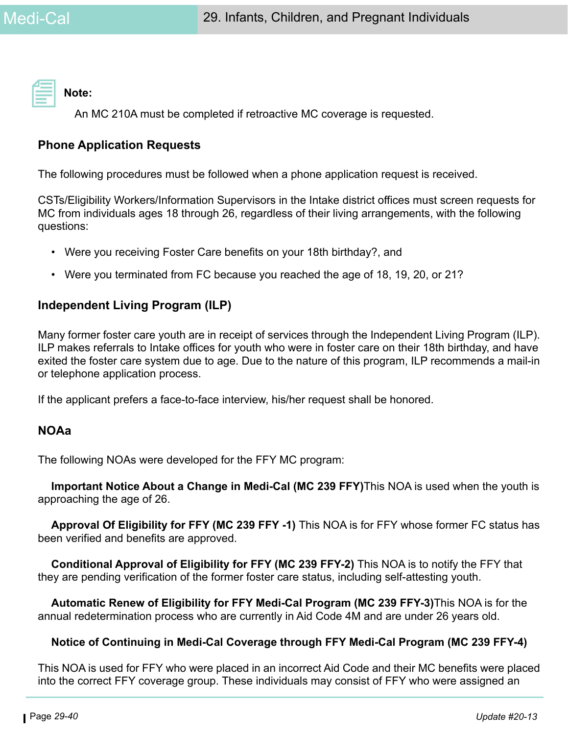**Note:**

An MC 210A must be completed if retroactive MC coverage is requested.

## Phone Application Requests

The following procedures must be followed when a phone application request is received.

CSTs/Eligibility Workers/Information Supervisors in the Intake district offices must screen requests for MC from individuals ages 18 through 26, regardless of their living arrangements, with the following questions:

- Were you receiving Foster Care benefits on your 18th birthday?, and
- Were you terminated from FC because you reached the age of 18, 19, 20, or 21?

## Independent Living Program (ILP)

Many former foster care youth are in receipt of services through the Independent Living Program (ILP). ILP makes referrals to Intake offices for youth who were in foster care on their 18th birthday, and have exited the foster care system due to age. Due to the nature of this program, ILP recommends a mail-in or telephone application process.

If the applicant prefers a face-to-face interview, his/her request shall be honored.

## NOAa

The following NOAs were developed for the FFY MC program:

**Important Notice About a Change in Medi-Cal (MC 239 FFY)**This NOA is used when the youth is approaching the age of 26.

**Approval Of Eligibility for FFY (MC 239 FFY -1)** This NOA is for FFY whose former FC status has been verified and benefits are approved.

**Conditional Approval of Eligibility for FFY (MC 239 FFY-2)** This NOA is to notify the FFY that they are pending verification of the former foster care status, including self-attesting youth.

**Automatic Renew of Eligibility for FFY Medi-Cal Program (MC 239 FFY-3)**This NOA is for the annual redetermination process who are currently in Aid Code 4M and are under 26 years old.

**Notice of Continuing in Medi-Cal Coverage through FFY Medi-Cal Program (MC 239 FFY-4)**

This NOA is used for FFY who were placed in an incorrect Aid Code and their MC benefits were placed into the correct FFY coverage group. These individuals may consist of FFY who were assigned an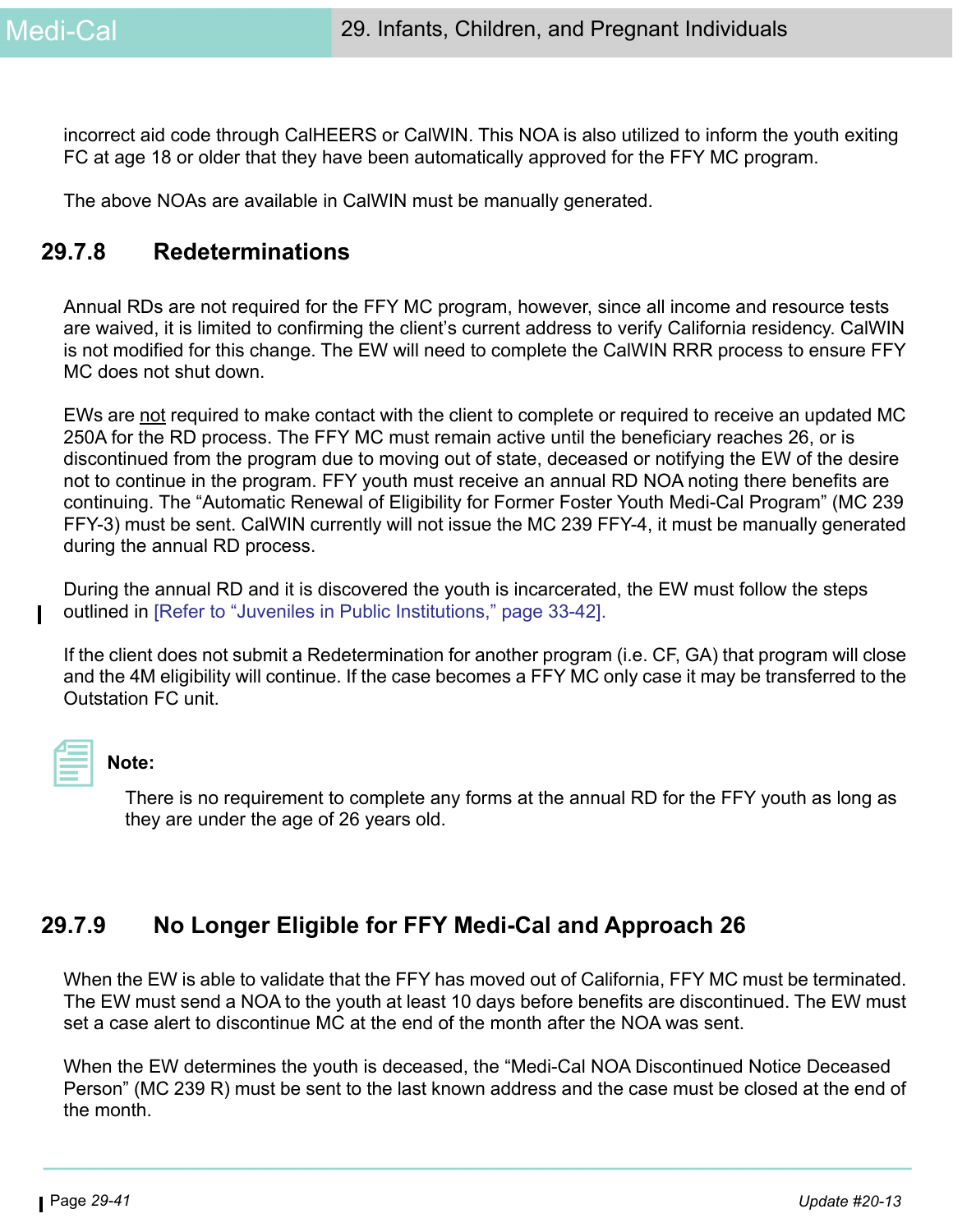incorrect aid code through CalHEERS or CalWIN. This NOA is also utilized to inform the youth exiting FC at age 18 or older that they have been automatically approved for the FFY MC program.

The above NOAs are available in CalWIN must be manually generated.

## 29.7.8 Redeterminations

Annual RDs are not required for the FFY MC program, however, since all income and resource tests are waived, it is limited to confirming the client's current address to verify California residency. CalWIN is not modified for this change. The EW will need to complete the CalWIN RRR process to ensure FFY MC does not shut down.

EWs are not required to make contact with the client to complete or required to receive an updated MC 250A for the RD process. The FFY MC must remain active until the beneficiary reaches 26, or is discontinued from the program due to moving out of state, deceased or notifying the EW of the desire not to continue in the program. FFY youth must receive an annual RD NOA noting there benefits are continuing. The "Automatic Renewal of Eligibility for Former Foster Youth Medi-Cal Program" (MC 239 FFY-3) must be sent. CalWIN currently will not issue the MC 239 FFY-4, it must be manually generated during the annual RD process.

During the annual RD and it is discovered the youth is incarcerated, the EW must follow the steps outlined in [Refer to "Juveniles in Public Institutions," page 33-42].

If the client does not submit a Redetermination for another program (i.e. CF, GA) that program will close and the 4M eligibility will continue. If the case becomes a FFY MC only case it may be transferred to the Outstation FC unit.

**Note:**

There is no requirement to complete any forms at the annual RD for the FFY youth as long as they are under the age of 26 years old.

## 29.7.9 No Longer Eligible for FFY Medi-Cal and Approach 26

When the EW is able to validate that the FFY has moved out of California, FFY MC must be terminated. The EW must send a NOA to the youth at least 10 days before benefits are discontinued. The EW must set a case alert to discontinue MC at the end of the month after the NOA was sent.

When the EW determines the youth is deceased, the "Medi-Cal NOA Discontinued Notice Deceased Person" (MC 239 R) must be sent to the last known address and the case must be closed at the end of the month.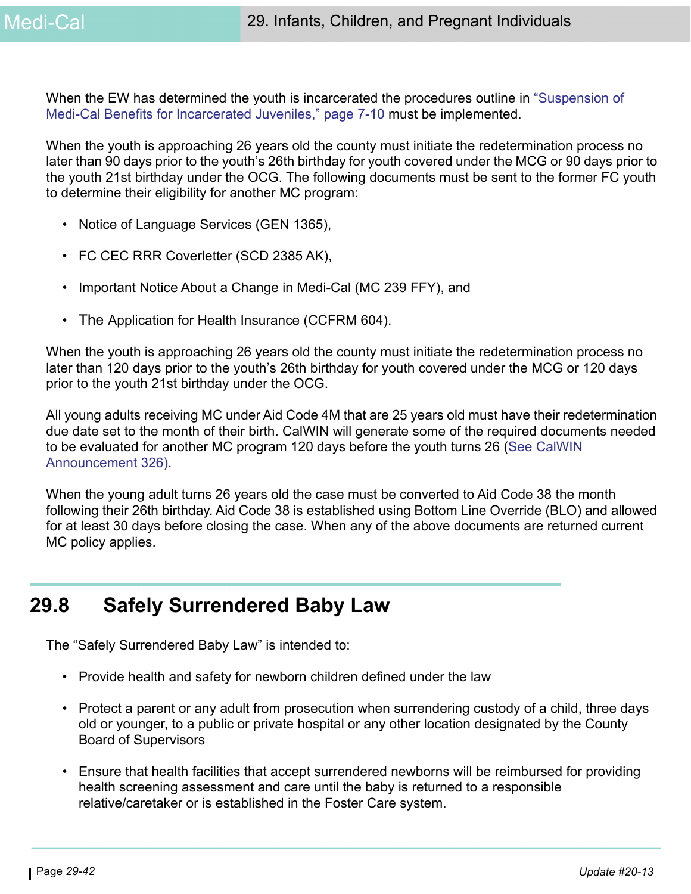When the EW has determined the youth is incarcerated the procedures outline in "Suspension of Medi-Cal Benefits for Incarcerated Juveniles," page 7-10 must be implemented.

When the youth is approaching 26 years old the county must initiate the redetermination process no later than 90 days prior to the youth's 26th birthday for youth covered under the MCG or 90 days prior to the youth 21st birthday under the OCG. The following documents must be sent to the former FC youth to determine their eligibility for another MC program:

- Notice of Language Services (GEN 1365),
- FC CEC RRR Coverletter (SCD 2385 AK),
- Important Notice About a Change in Medi-Cal (MC 239 FFY), and
- The Application for Health Insurance (CCFRM 604).

When the youth is approaching 26 years old the county must initiate the redetermination process no later than 120 days prior to the youth's 26th birthday for youth covered under the MCG or 120 days prior to the youth 21st birthday under the OCG.

All young adults receiving MC under Aid Code 4M that are 25 years old must have their redetermination due date set to the month of their birth. CalWIN will generate some of the required documents needed to be evaluated for another MC program 120 days before the youth turns 26 (See CalWIN Announcement 326).

When the young adult turns 26 years old the case must be converted to Aid Code 38 the month following their 26th birthday. Aid Code 38 is established using Bottom Line Override (BLO) and allowed for at least 30 days before closing the case. When any of the above documents are returned current MC policy applies.

## 29.8 Safely Surrendered Baby Law

The "Safely Surrendered Baby Law" is intended to:

- Provide health and safety for newborn children defined under the law
- Protect a parent or any adult from prosecution when surrendering custody of a child, three days old or younger, to a public or private hospital or any other location designated by the County Board of Supervisors
- Ensure that health facilities that accept surrendered newborns will be reimbursed for providing health screening assessment and care until the baby is returned to a responsible relative/caretaker or is established in the Foster Care system.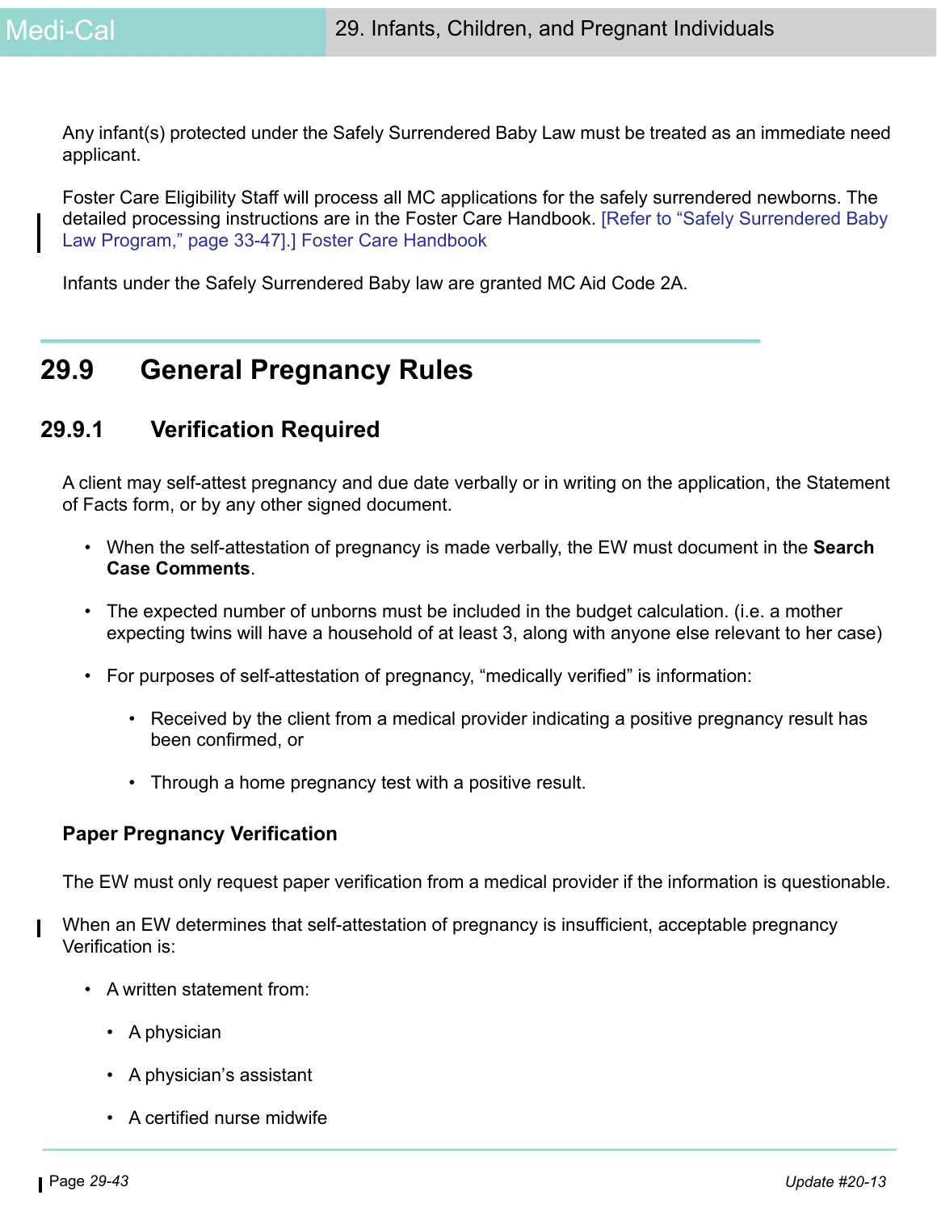Any infant(s) protected under the Safely Surrendered Baby Law must be treated as an immediate need applicant.

Foster Care Eligibility Staff will process all MC applications for the safely surrendered newborns. The detailed processing instructions are in the Foster Care Handbook. [Refer to "Safely Surrendered Baby Law Program," page 33-47].] Foster Care Handbook

Infants under the Safely Surrendered Baby law are granted MC Aid Code 2A.

## 29.9 General Pregnancy Rules

### 29.9.1 Verification Required

A client may self-attest pregnancy and due date verbally or in writing on the application, the Statement of Facts form, or by any other signed document.

- When the self-attestation of pregnancy is made verbally, the EW must document in the **Search Case Comments**.
- The expected number of unborns must be included in the budget calculation. (i.e. a mother expecting twins will have a household of at least 3, along with anyone else relevant to her case)
- For purposes of self-attestation of pregnancy, "medically verified" is information:
  - Received by the client from a medical provider indicating a positive pregnancy result has been confirmed, or
  - Through a home pregnancy test with a positive result.

**Paper Pregnancy Verification**

The EW must only request paper verification from a medical provider if the information is questionable.

When an EW determines that self-attestation of pregnancy is insufficient, acceptable pregnancy Verification is:

- A written statement from:
  - A physician
  - A physician's assistant
  - A certified nurse midwife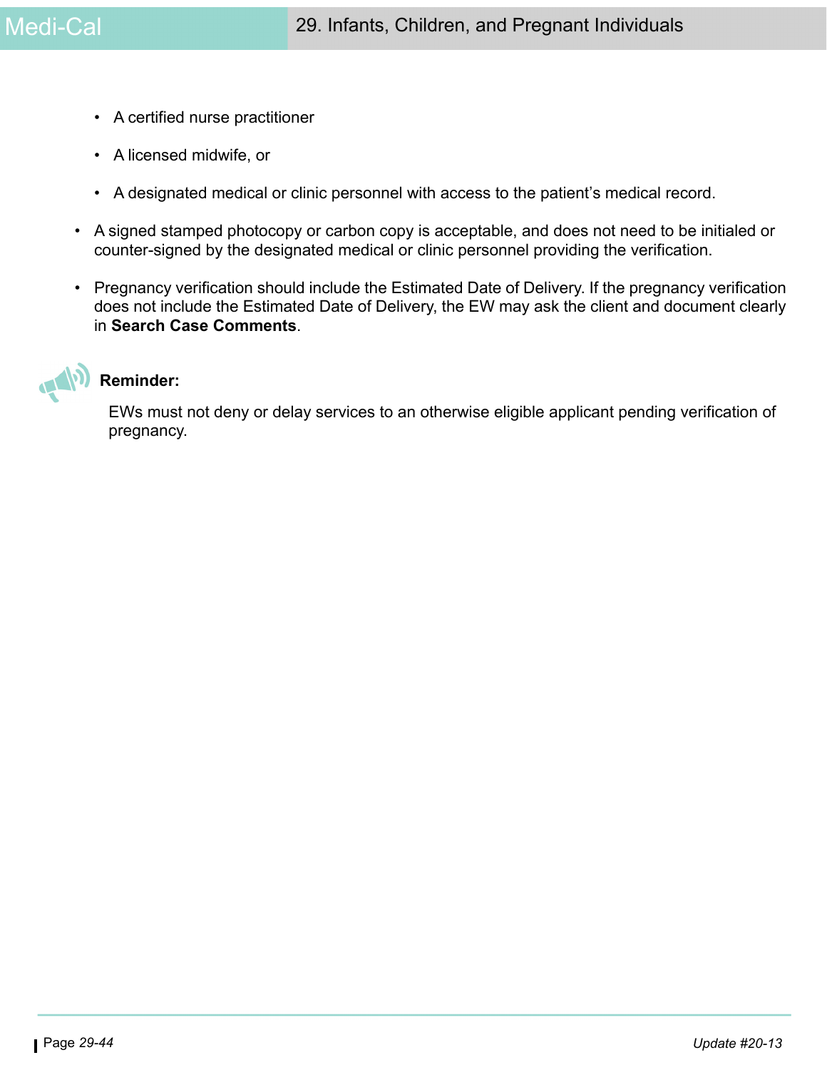- A certified nurse practitioner
  - A licensed midwife, or
  - A designated medical or clinic personnel with access to the patient's medical record.
- A signed stamped photocopy or carbon copy is acceptable, and does not need to be initialed or counter-signed by the designated medical or clinic personnel providing the verification.
- Pregnancy verification should include the Estimated Date of Delivery. If the pregnancy verification does not include the Estimated Date of Delivery, the EW may ask the client and document clearly in **Search Case Comments**.

**Reminder:**

EWs must not deny or delay services to an otherwise eligible applicant pending verification of pregnancy.